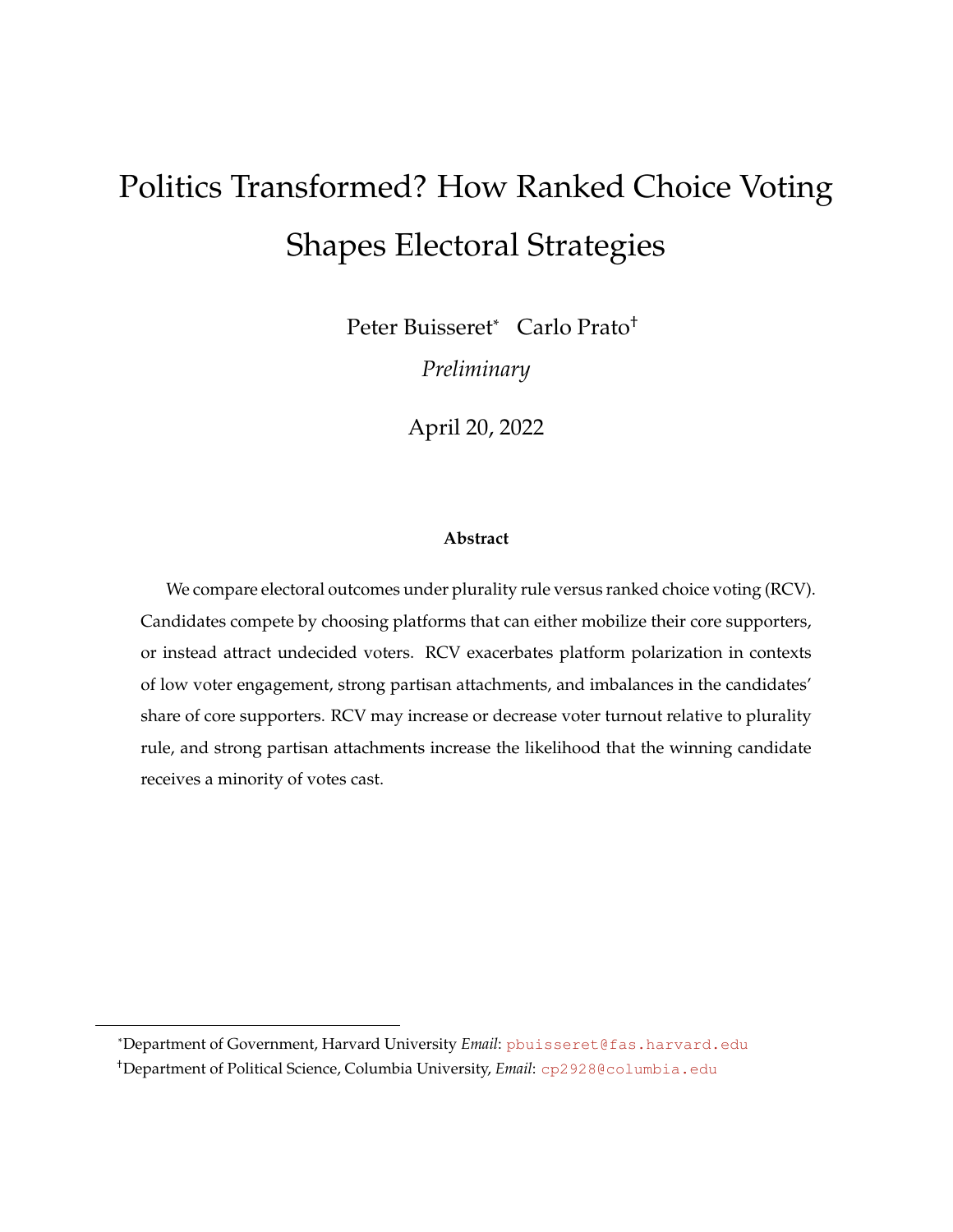# Politics Transformed? How Ranked Choice Voting Shapes Electoral Strategies

Peter Buisseret[*] Carlo Prato[†]

*Preliminary*

April 20, 2022

**Abstract**

We compare electoral outcomes under plurality rule versus ranked choice voting (RCV). Candidates compete by choosing platforms that can either mobilize their core supporters, or instead attract undecided voters. RCV exacerbates platform polarization in contexts of low voter engagement, strong partisan attachments, and imbalances in the candidates' share of core supporters. RCV may increase or decrease voter turnout relative to plurality rule, and strong partisan attachments increase the likelihood that the winning candidate receives a minority of votes cast.

---

[*] Department of Government, Harvard University *Email*: pbuisseret@fas.harvard.edu

[†] Department of Political Science, Columbia University, *Email*: cp2928@columbia.edu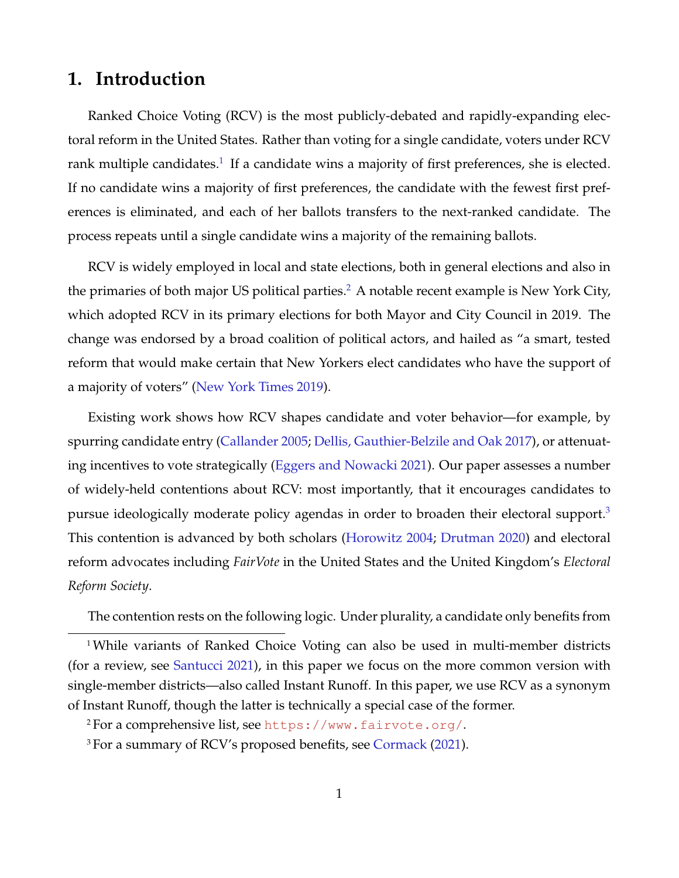# 1. Introduction

Ranked Choice Voting (RCV) is the most publicly-debated and rapidly-expanding electoral reform in the United States. Rather than voting for a single candidate, voters under RCV rank multiple candidates.[1] If a candidate wins a majority of first preferences, she is elected. If no candidate wins a majority of first preferences, the candidate with the fewest first preferences is eliminated, and each of her ballots transfers to the next-ranked candidate. The process repeats until a single candidate wins a majority of the remaining ballots.

RCV is widely employed in local and state elections, both in general elections and also in the primaries of both major US political parties.[2] A notable recent example is New York City, which adopted RCV in its primary elections for both Mayor and City Council in 2019. The change was endorsed by a broad coalition of political actors, and hailed as "a smart, tested reform that would make certain that New Yorkers elect candidates who have the support of a majority of voters" (New York Times 2019).

Existing work shows how RCV shapes candidate and voter behavior—for example, by spurring candidate entry (Callander 2005; Dellis, Gauthier-Belzile and Oak 2017), or attenuating incentives to vote strategically (Eggers and Nowacki 2021). Our paper assesses a number of widely-held contentions about RCV: most importantly, that it encourages candidates to pursue ideologically moderate policy agendas in order to broaden their electoral support.[3] This contention is advanced by both scholars (Horowitz 2004; Drutman 2020) and electoral reform advocates including *FairVote* in the United States and the United Kingdom's *Electoral Reform Society*.

The contention rests on the following logic. Under plurality, a candidate only benefits from

[1] While variants of Ranked Choice Voting can also be used in multi-member districts (for a review, see Santucci 2021), in this paper we focus on the more common version with single-member districts—also called Instant Runoff. In this paper, we use RCV as a synonym of Instant Runoff, though the latter is technically a special case of the former.

[2] For a comprehensive list, see https://www.fairvote.org/.

[3] For a summary of RCV's proposed benefits, see Cormack (2021).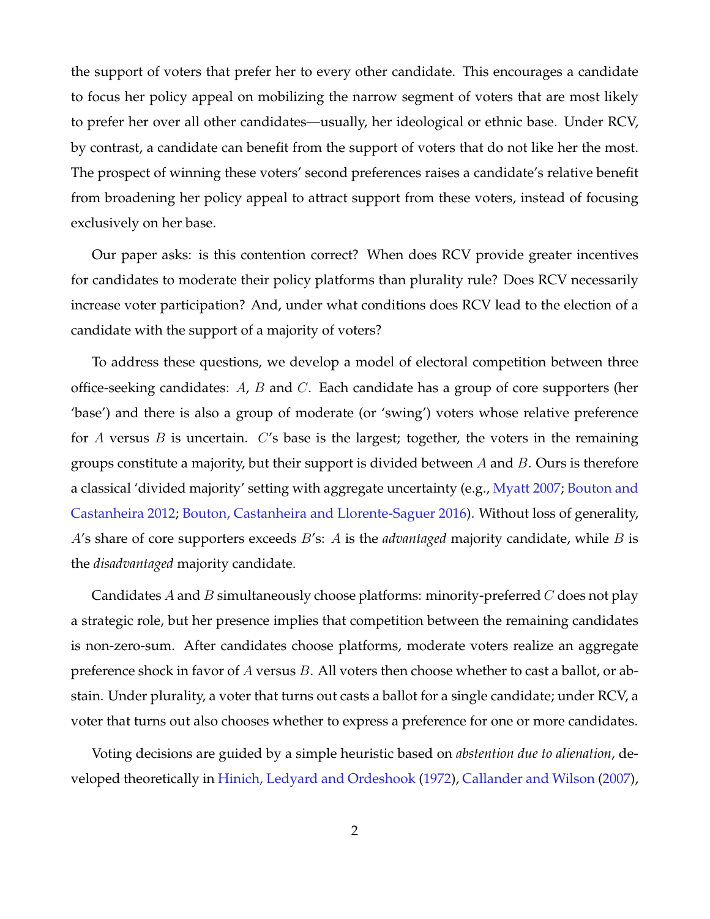the support of voters that prefer her to every other candidate. This encourages a candidate to focus her policy appeal on mobilizing the narrow segment of voters that are most likely to prefer her over all other candidates—usually, her ideological or ethnic base. Under RCV, by contrast, a candidate can benefit from the support of voters that do not like her the most. The prospect of winning these voters' second preferences raises a candidate's relative benefit from broadening her policy appeal to attract support from these voters, instead of focusing exclusively on her base.

Our paper asks: is this contention correct? When does RCV provide greater incentives for candidates to moderate their policy platforms than plurality rule? Does RCV necessarily increase voter participation? And, under what conditions does RCV lead to the election of a candidate with the support of a majority of voters?

To address these questions, we develop a model of electoral competition between three office-seeking candidates: $A$, $B$ and $C$. Each candidate has a group of core supporters (her 'base') and there is also a group of moderate (or 'swing') voters whose relative preference for $A$ versus $B$ is uncertain. $C$'s base is the largest; together, the voters in the remaining groups constitute a majority, but their support is divided between $A$ and $B$. Ours is therefore a classical 'divided majority' setting with aggregate uncertainty (e.g., Myatt 2007; Bouton and Castanheira 2012; Bouton, Castanheira and Llorente-Saguer 2016). Without loss of generality, $A$'s share of core supporters exceeds $B$'s: $A$ is the *advantaged* majority candidate, while $B$ is the *disadvantaged* majority candidate.

Candidates $A$ and $B$ simultaneously choose platforms: minority-preferred $C$ does not play a strategic role, but her presence implies that competition between the remaining candidates is non-zero-sum. After candidates choose platforms, moderate voters realize an aggregate preference shock in favor of $A$ versus $B$. All voters then choose whether to cast a ballot, or abstain. Under plurality, a voter that turns out casts a ballot for a single candidate; under RCV, a voter that turns out also chooses whether to express a preference for one or more candidates.

Voting decisions are guided by a simple heuristic based on *abstention due to alienation*, developed theoretically in Hinich, Ledyard and Ordeshook (1972), Callander and Wilson (2007),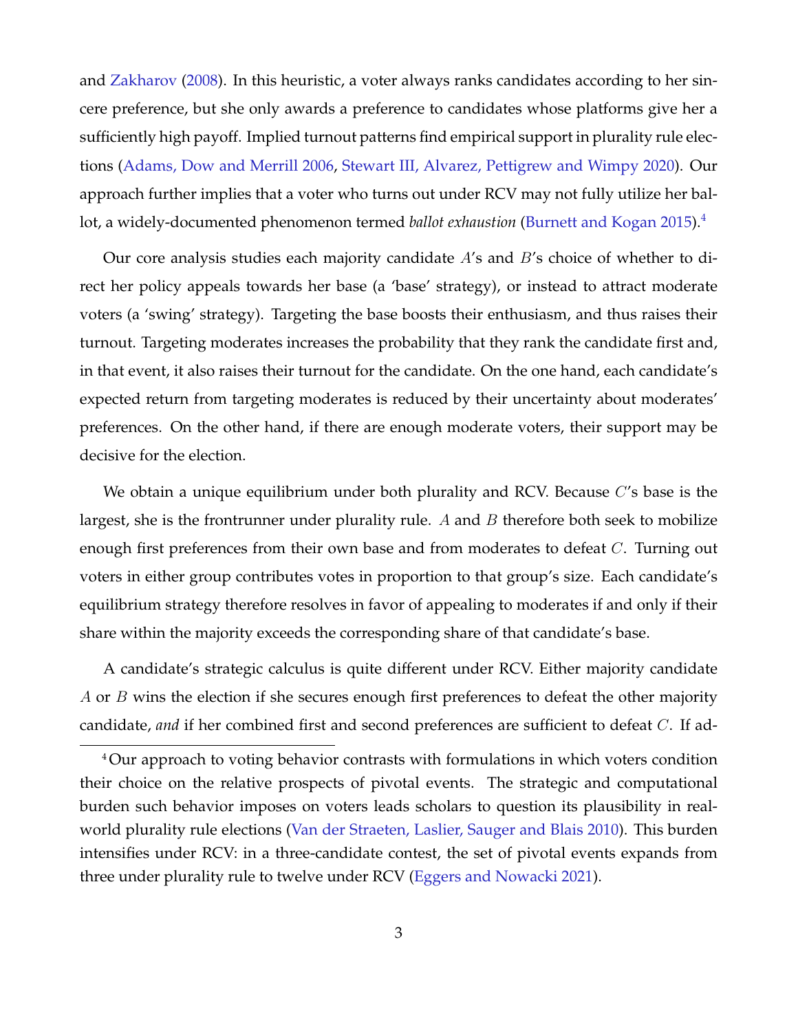and Zakharov (2008). In this heuristic, a voter always ranks candidates according to her sincere preference, but she only awards a preference to candidates whose platforms give her a sufficiently high payoff. Implied turnout patterns find empirical support in plurality rule elections (Adams, Dow and Merrill 2006, Stewart III, Alvarez, Pettigrew and Wimpy 2020). Our approach further implies that a voter who turns out under RCV may not fully utilize her ballot, a widely-documented phenomenon termed *ballot exhaustion* (Burnett and Kogan 2015).[4]

Our core analysis studies each majority candidate $A$'s and $B$'s choice of whether to direct her policy appeals towards her base (a 'base' strategy), or instead to attract moderate voters (a 'swing' strategy). Targeting the base boosts their enthusiasm, and thus raises their turnout. Targeting moderates increases the probability that they rank the candidate first and, in that event, it also raises their turnout for the candidate. On the one hand, each candidate's expected return from targeting moderates is reduced by their uncertainty about moderates' preferences. On the other hand, if there are enough moderate voters, their support may be decisive for the election.

We obtain a unique equilibrium under both plurality and RCV. Because $C$'s base is the largest, she is the frontrunner under plurality rule. $A$ and $B$ therefore both seek to mobilize enough first preferences from their own base and from moderates to defeat $C$. Turning out voters in either group contributes votes in proportion to that group's size. Each candidate's equilibrium strategy therefore resolves in favor of appealing to moderates if and only if their share within the majority exceeds the corresponding share of that candidate's base.

A candidate's strategic calculus is quite different under RCV. Either majority candidate $A$ or $B$ wins the election if she secures enough first preferences to defeat the other majority candidate, *and* if her combined first and second preferences are sufficient to defeat $C$. If ad-

[4] Our approach to voting behavior contrasts with formulations in which voters condition their choice on the relative prospects of pivotal events. The strategic and computational burden such behavior imposes on voters leads scholars to question its plausibility in real-world plurality rule elections (Van der Straeten, Laslier, Sauger and Blais 2010). This burden intensifies under RCV: in a three-candidate contest, the set of pivotal events expands from three under plurality rule to twelve under RCV (Eggers and Nowacki 2021).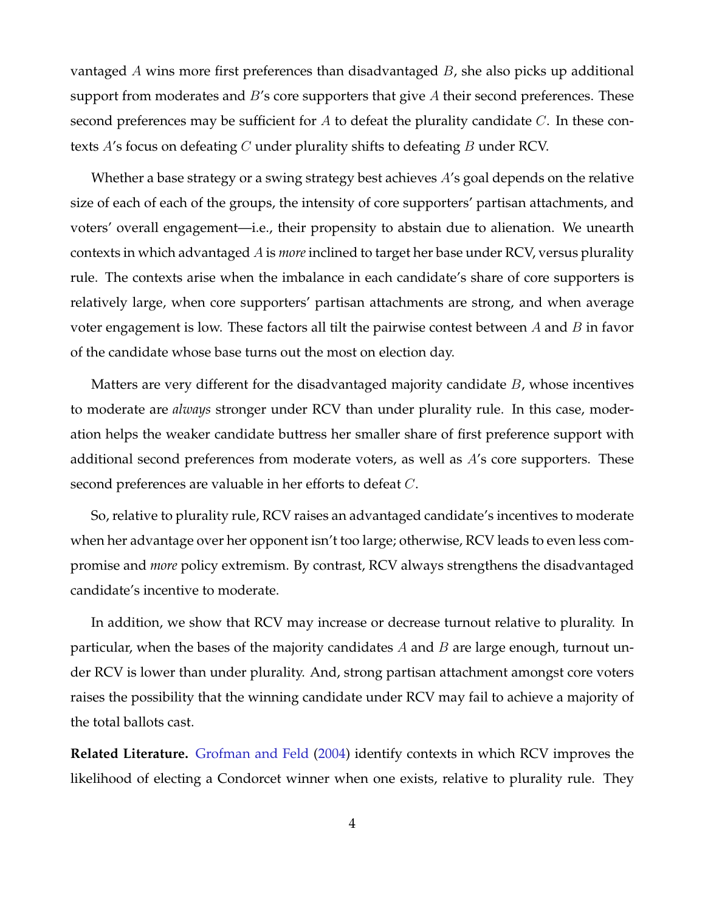vantaged $A$ wins more first preferences than disadvantaged $B$, she also picks up additional support from moderates and $B$'s core supporters that give $A$ their second preferences. These second preferences may be sufficient for $A$ to defeat the plurality candidate $C$. In these contexts $A$'s focus on defeating $C$ under plurality shifts to defeating $B$ under RCV.

Whether a base strategy or a swing strategy best achieves $A$'s goal depends on the relative size of each of each of the groups, the intensity of core supporters' partisan attachments, and voters' overall engagement—i.e., their propensity to abstain due to alienation. We unearth contexts in which advantaged $A$ is *more* inclined to target her base under RCV, versus plurality rule. The contexts arise when the imbalance in each candidate's share of core supporters is relatively large, when core supporters' partisan attachments are strong, and when average voter engagement is low. These factors all tilt the pairwise contest between $A$ and $B$ in favor of the candidate whose base turns out the most on election day.

Matters are very different for the disadvantaged majority candidate $B$, whose incentives to moderate are *always* stronger under RCV than under plurality rule. In this case, moderation helps the weaker candidate buttress her smaller share of first preference support with additional second preferences from moderate voters, as well as $A$'s core supporters. These second preferences are valuable in her efforts to defeat $C$.

So, relative to plurality rule, RCV raises an advantaged candidate's incentives to moderate when her advantage over her opponent isn't too large; otherwise, RCV leads to even less compromise and *more* policy extremism. By contrast, RCV always strengthens the disadvantaged candidate's incentive to moderate.

In addition, we show that RCV may increase or decrease turnout relative to plurality. In particular, when the bases of the majority candidates $A$ and $B$ are large enough, turnout under RCV is lower than under plurality. And, strong partisan attachment amongst core voters raises the possibility that the winning candidate under RCV may fail to achieve a majority of the total ballots cast.

**Related Literature.** Grofman and Feld (2004) identify contexts in which RCV improves the likelihood of electing a Condorcet winner when one exists, relative to plurality rule. They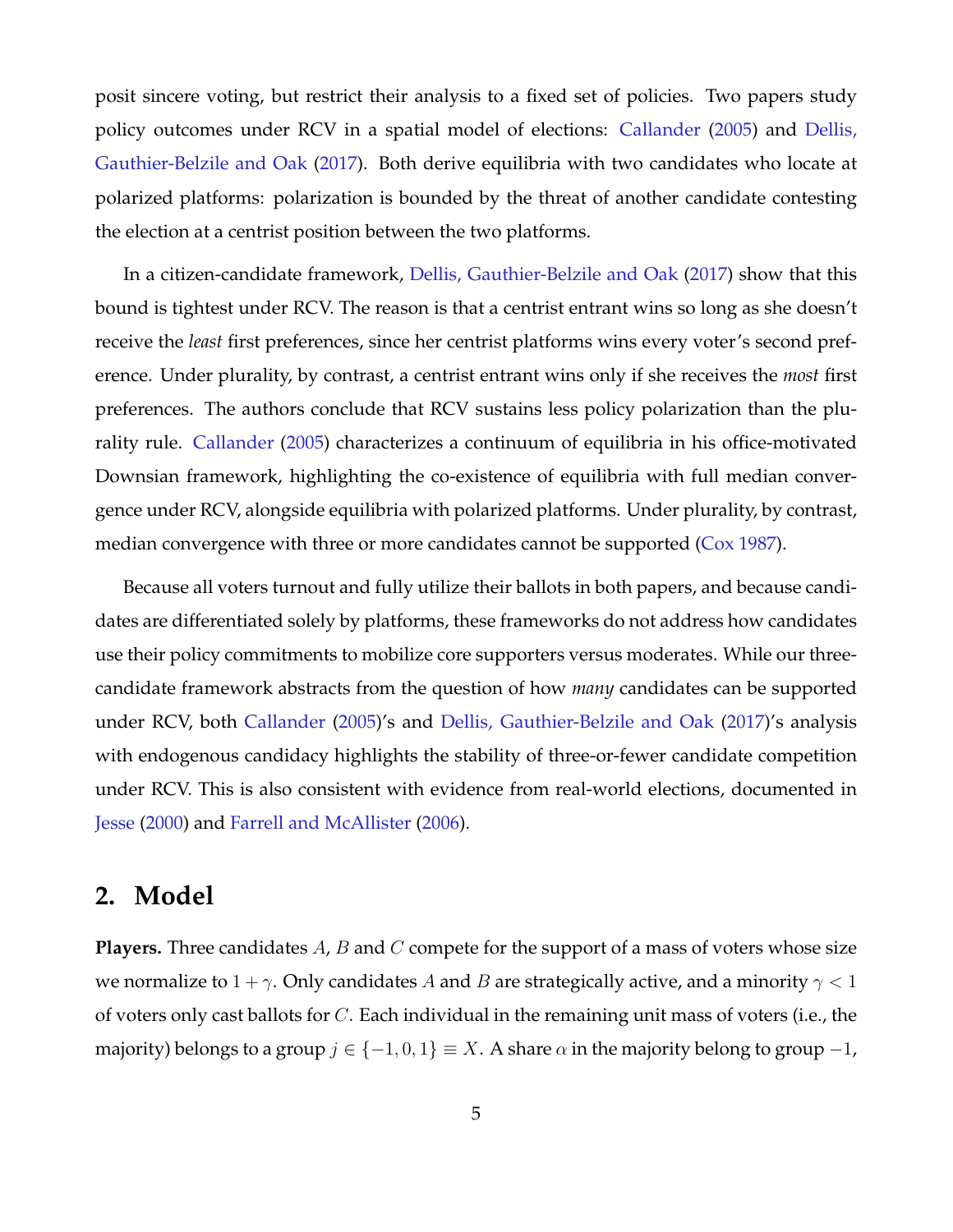posit sincere voting, but restrict their analysis to a fixed set of policies. Two papers study policy outcomes under RCV in a spatial model of elections: Callander (2005) and Dellis, Gauthier-Belzile and Oak (2017). Both derive equilibria with two candidates who locate at polarized platforms: polarization is bounded by the threat of another candidate contesting the election at a centrist position between the two platforms.

In a citizen-candidate framework, Dellis, Gauthier-Belzile and Oak (2017) show that this bound is tightest under RCV. The reason is that a centrist entrant wins so long as she doesn't receive the *least* first preferences, since her centrist platforms wins every voter's second preference. Under plurality, by contrast, a centrist entrant wins only if she receives the *most* first preferences. The authors conclude that RCV sustains less policy polarization than the plurality rule. Callander (2005) characterizes a continuum of equilibria in his office-motivated Downsian framework, highlighting the co-existence of equilibria with full median convergence under RCV, alongside equilibria with polarized platforms. Under plurality, by contrast, median convergence with three or more candidates cannot be supported (Cox 1987).

Because all voters turnout and fully utilize their ballots in both papers, and because candidates are differentiated solely by platforms, these frameworks do not address how candidates use their policy commitments to mobilize core supporters versus moderates. While our three-candidate framework abstracts from the question of how *many* candidates can be supported under RCV, both Callander (2005)'s and Dellis, Gauthier-Belzile and Oak (2017)'s analysis with endogenous candidacy highlights the stability of three-or-fewer candidate competition under RCV. This is also consistent with evidence from real-world elections, documented in Jesse (2000) and Farrell and McAllister (2006).

## 2. Model

**Players.** Three candidates $A$, $B$ and $C$ compete for the support of a mass of voters whose size we normalize to $1+\gamma$. Only candidates $A$ and $B$ are strategically active, and a minority $\gamma < 1$ of voters only cast ballots for $C$. Each individual in the remaining unit mass of voters (i.e., the majority) belongs to a group $j \in \{-1, 0, 1\} \equiv X$. A share $\alpha$ in the majority belong to group $-1$,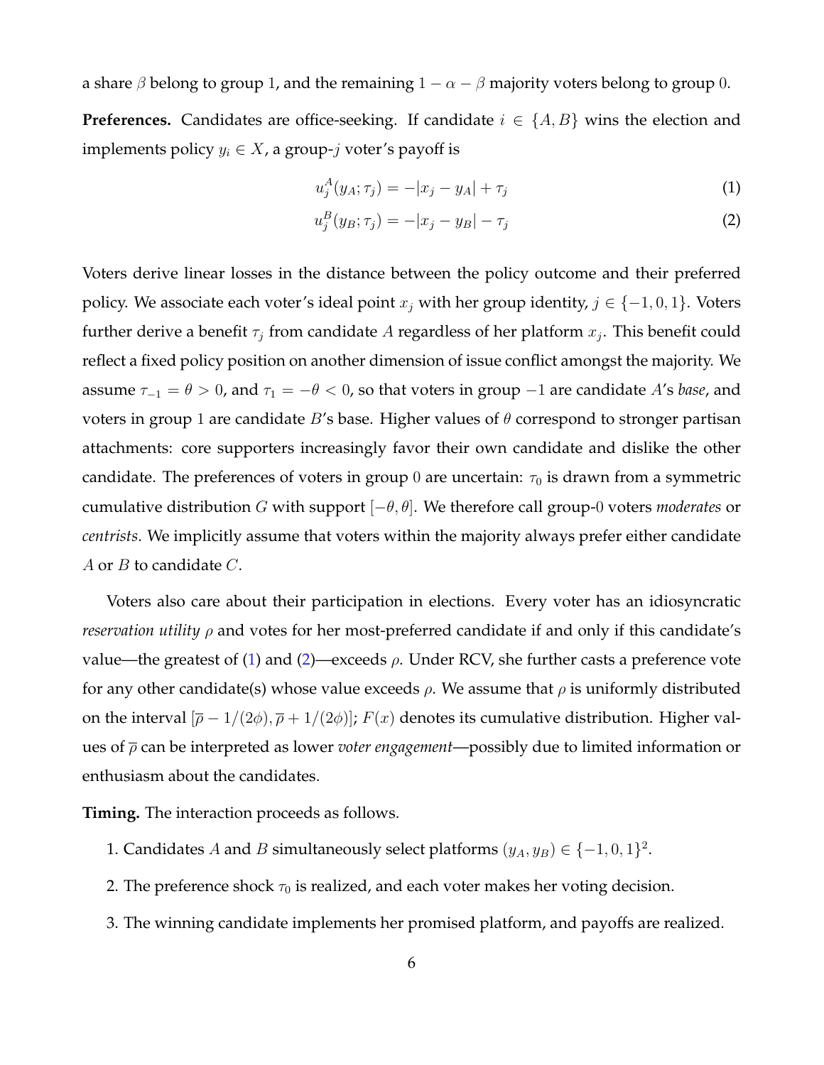a share $\beta$ belong to group 1, and the remaining $1 - \alpha - \beta$ majority voters belong to group 0.

**Preferences.** Candidates are office-seeking. If candidate $i \in \{A, B\}$ wins the election and implements policy $y_i \in X$, a group-$j$ voter's payoff is

$$u_j^A(y_A; \tau_j) = -|x_j - y_A| + \tau_j \tag{1}$$

$$u_j^B(y_B; \tau_j) = -|x_j - y_B| - \tau_j \tag{2}$$

Voters derive linear losses in the distance between the policy outcome and their preferred policy. We associate each voter's ideal point $x_j$ with her group identity, $j \in \{-1, 0, 1\}$. Voters further derive a benefit $\tau_j$ from candidate $A$ regardless of her platform $x_j$. This benefit could reflect a fixed policy position on another dimension of issue conflict amongst the majority. We assume $\tau_{-1} = \theta > 0$, and $\tau_1 = -\theta < 0$, so that voters in group $-1$ are candidate $A$'s *base*, and voters in group 1 are candidate $B$'s base. Higher values of $\theta$ correspond to stronger partisan attachments: core supporters increasingly favor their own candidate and dislike the other candidate. The preferences of voters in group 0 are uncertain: $\tau_0$ is drawn from a symmetric cumulative distribution $G$ with support $[-\theta, \theta]$. We therefore call group-0 voters *moderates* or *centrists*. We implicitly assume that voters within the majority always prefer either candidate $A$ or $B$ to candidate $C$.

Voters also care about their participation in elections. Every voter has an idiosyncratic *reservation utility* $\rho$ and votes for her most-preferred candidate if and only if this candidate's value—the greatest of (1) and (2)—exceeds $\rho$. Under RCV, she further casts a preference vote for any other candidate(s) whose value exceeds $\rho$. We assume that $\rho$ is uniformly distributed on the interval $[\overline{\rho} - 1/(2\phi), \overline{\rho} + 1/(2\phi)]$; $F(x)$ denotes its cumulative distribution. Higher values of $\overline{\rho}$ can be interpreted as lower *voter engagement*—possibly due to limited information or enthusiasm about the candidates.

**Timing.** The interaction proceeds as follows.

1. Candidates $A$ and $B$ simultaneously select platforms $(y_A, y_B) \in \{-1, 0, 1\}^2$.
2. The preference shock $\tau_0$ is realized, and each voter makes her voting decision.
3. The winning candidate implements her promised platform, and payoffs are realized.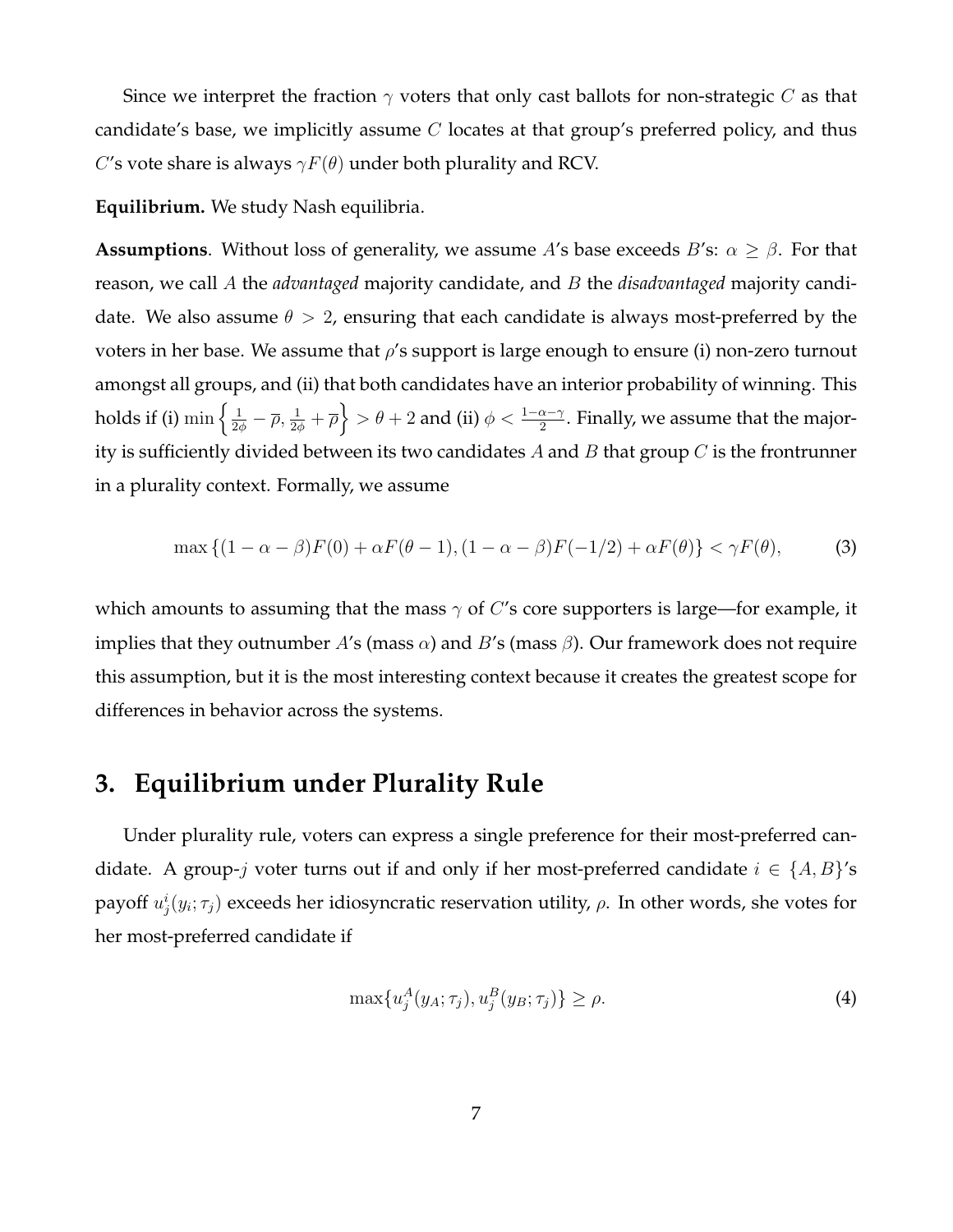Since we interpret the fraction $\gamma$ voters that only cast ballots for non-strategic $C$ as that candidate's base, we implicitly assume $C$ locates at that group's preferred policy, and thus $C$'s vote share is always $\gamma F(\theta)$ under both plurality and RCV.

**Equilibrium.** We study Nash equilibria.

**Assumptions**. Without loss of generality, we assume $A$'s base exceeds $B$'s: $\alpha \geq \beta$. For that reason, we call $A$ the *advantaged* majority candidate, and $B$ the *disadvantaged* majority candidate. We also assume $\theta > 2$, ensuring that each candidate is always most-preferred by the voters in her base. We assume that $\rho$'s support is large enough to ensure (i) non-zero turnout amongst all groups, and (ii) that both candidates have an interior probability of winning. This holds if (i) $\min\left\{\frac{1}{2\phi} - \overline{\rho}, \frac{1}{2\phi} + \overline{\rho}\right\} > \theta + 2$ and (ii) $\phi < \frac{1-\alpha-\gamma}{2}$. Finally, we assume that the majority is sufficiently divided between its two candidates $A$ and $B$ that group $C$ is the frontrunner in a plurality context. Formally, we assume

$$\max\left\{(1-\alpha-\beta)F(0) + \alpha F(\theta-1), (1-\alpha-\beta)F(-1/2) + \alpha F(\theta)\right\} < \gamma F(\theta), \tag{3}$$

which amounts to assuming that the mass $\gamma$ of $C$'s core supporters is large—for example, it implies that they outnumber $A$'s (mass $\alpha$) and $B$'s (mass $\beta$). Our framework does not require this assumption, but it is the most interesting context because it creates the greatest scope for differences in behavior across the systems.

## 3. Equilibrium under Plurality Rule

Under plurality rule, voters can express a single preference for their most-preferred candidate. A group-$j$ voter turns out if and only if her most-preferred candidate $i \in \{A, B\}$'s payoff $u_j^i(y_i; \tau_j)$ exceeds her idiosyncratic reservation utility, $\rho$. In other words, she votes for her most-preferred candidate if

$$\max\{u_j^A(y_A; \tau_j), u_j^B(y_B; \tau_j)\} \geq \rho. \tag{4}$$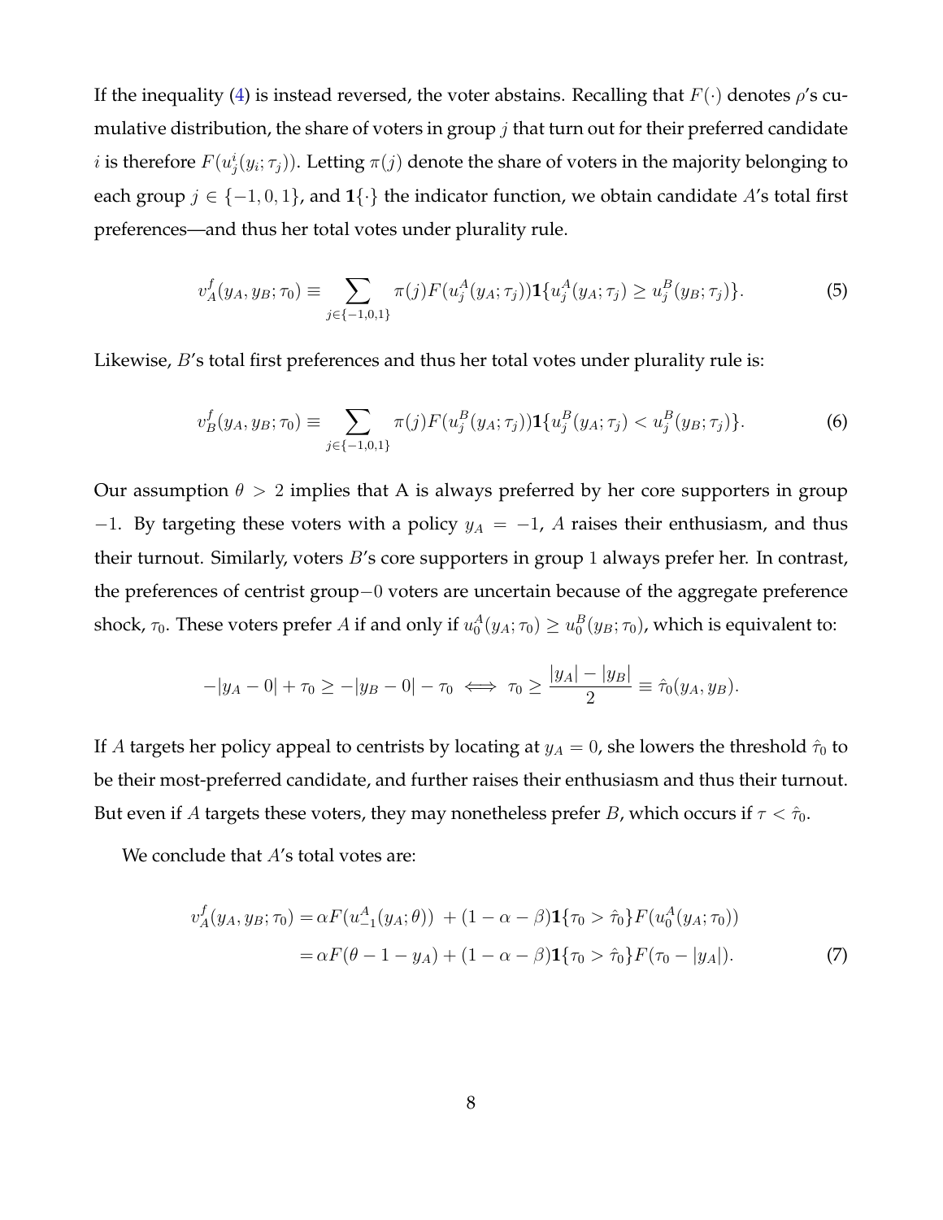If the inequality (4) is instead reversed, the voter abstains. Recalling that $F(\cdot)$ denotes $\rho$'s cumulative distribution, the share of voters in group $j$ that turn out for their preferred candidate $i$ is therefore $F(u_j^i(y_i;\tau_j))$. Letting $\pi(j)$ denote the share of voters in the majority belonging to each group $j \in \{-1, 0, 1\}$, and $\mathbf{1}\{\cdot\}$ the indicator function, we obtain candidate $A$'s total first preferences—and thus her total votes under plurality rule.

$$v_A^f(y_A, y_B; \tau_0) \equiv \sum_{j \in \{-1,0,1\}} \pi(j) F(u_j^A(y_A;\tau_j)) \mathbf{1}\{u_j^A(y_A;\tau_j) \geq u_j^B(y_B;\tau_j)\}. \tag{5}$$

Likewise, $B$'s total first preferences and thus her total votes under plurality rule is:

$$v_B^f(y_A, y_B; \tau_0) \equiv \sum_{j \in \{-1,0,1\}} \pi(j) F(u_j^B(y_A;\tau_j)) \mathbf{1}\{u_j^B(y_A;\tau_j) < u_j^B(y_B;\tau_j)\}. \tag{6}$$

Our assumption $\theta > 2$ implies that A is always preferred by her core supporters in group $-1$. By targeting these voters with a policy $y_A = -1$, $A$ raises their enthusiasm, and thus their turnout. Similarly, voters $B$'s core supporters in group 1 always prefer her. In contrast, the preferences of centrist group$-0$ voters are uncertain because of the aggregate preference shock, $\tau_0$. These voters prefer $A$ if and only if $u_0^A(y_A;\tau_0) \geq u_0^B(y_B;\tau_0)$, which is equivalent to:

$$-|y_A - 0| + \tau_0 \geq -|y_B - 0| - \tau_0 \iff \tau_0 \geq \frac{|y_A| - |y_B|}{2} \equiv \hat{\tau}_0(y_A, y_B).$$

If $A$ targets her policy appeal to centrists by locating at $y_A = 0$, she lowers the threshold $\hat{\tau}_0$ to be their most-preferred candidate, and further raises their enthusiasm and thus their turnout. But even if $A$ targets these voters, they may nonetheless prefer $B$, which occurs if $\tau < \hat{\tau}_0$.

We conclude that $A$'s total votes are:

$$\begin{aligned} v_A^f(y_A, y_B; \tau_0) &= \alpha F(u_{-1}^A(y_A;\theta)) \; + (1-\alpha-\beta)\mathbf{1}\{\tau_0 > \hat{\tau}_0\} F(u_0^A(y_A;\tau_0)) \\ &= \alpha F(\theta - 1 - y_A) + (1-\alpha-\beta)\mathbf{1}\{\tau_0 > \hat{\tau}_0\} F(\tau_0 - |y_A|). \end{aligned} \tag{7}$$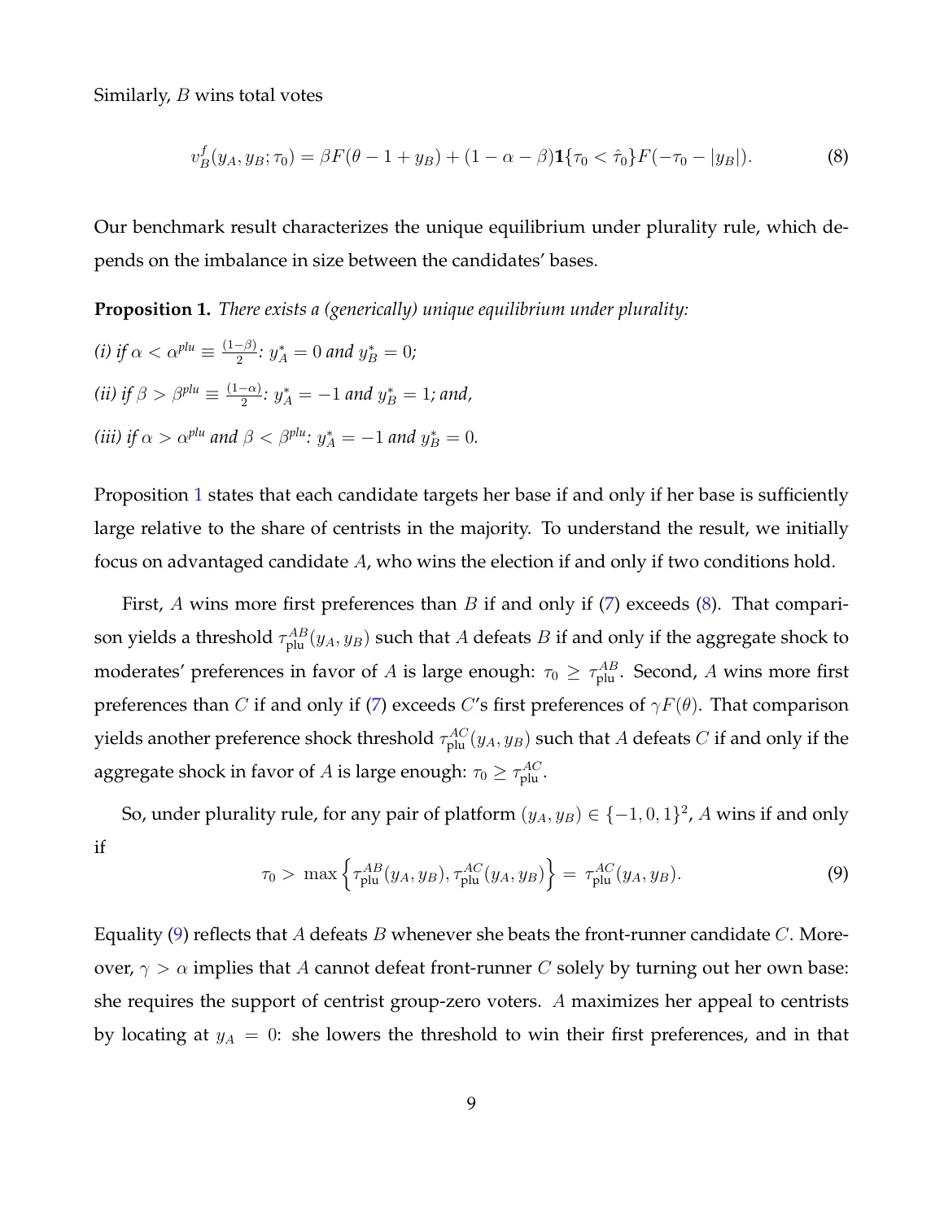Similarly, $B$ wins total votes

$$v_B^f(y_A, y_B; \tau_0) = \beta F(\theta - 1 + y_B) + (1 - \alpha - \beta)\mathbf{1}\{\tau_0 < \hat{\tau}_0\} F(-\tau_0 - |y_B|). \tag{8}$$

Our benchmark result characterizes the unique equilibrium under plurality rule, which depends on the imbalance in size between the candidates' bases.

**Proposition 1.** *There exists a (generically) unique equilibrium under plurality:*

*(i) if $\alpha < \alpha^{plu} \equiv \frac{(1-\beta)}{2}$: $y_A^* = 0$ and $y_B^* = 0$;*

*(ii) if $\beta > \beta^{plu} \equiv \frac{(1-\alpha)}{2}$: $y_A^* = -1$ and $y_B^* = 1$; and,*

*(iii) if $\alpha > \alpha^{plu}$ and $\beta < \beta^{plu}$: $y_A^* = -1$ and $y_B^* = 0$.*

Proposition 1 states that each candidate targets her base if and only if her base is sufficiently large relative to the share of centrists in the majority. To understand the result, we initially focus on advantaged candidate $A$, who wins the election if and only if two conditions hold.

First, $A$ wins more first preferences than $B$ if and only if (7) exceeds (8). That comparison yields a threshold $\tau_{\text{plu}}^{AB}(y_A, y_B)$ such that $A$ defeats $B$ if and only if the aggregate shock to moderates' preferences in favor of $A$ is large enough: $\tau_0 \geq \tau_{\text{plu}}^{AB}$. Second, $A$ wins more first preferences than $C$ if and only if (7) exceeds $C$'s first preferences of $\gamma F(\theta)$. That comparison yields another preference shock threshold $\tau_{\text{plu}}^{AC}(y_A, y_B)$ such that $A$ defeats $C$ if and only if the aggregate shock in favor of $A$ is large enough: $\tau_0 \geq \tau_{\text{plu}}^{AC}$.

So, under plurality rule, for any pair of platform $(y_A, y_B) \in \{-1, 0, 1\}^2$, $A$ wins if and only if

$$\tau_0 > \max\left\{\tau_{\text{plu}}^{AB}(y_A, y_B), \tau_{\text{plu}}^{AC}(y_A, y_B)\right\} = \tau_{\text{plu}}^{AC}(y_A, y_B). \tag{9}$$

Equality (9) reflects that $A$ defeats $B$ whenever she beats the front-runner candidate $C$. Moreover, $\gamma > \alpha$ implies that $A$ cannot defeat front-runner $C$ solely by turning out her own base: she requires the support of centrist group-zero voters. $A$ maximizes her appeal to centrists by locating at $y_A = 0$: she lowers the threshold to win their first preferences, and in that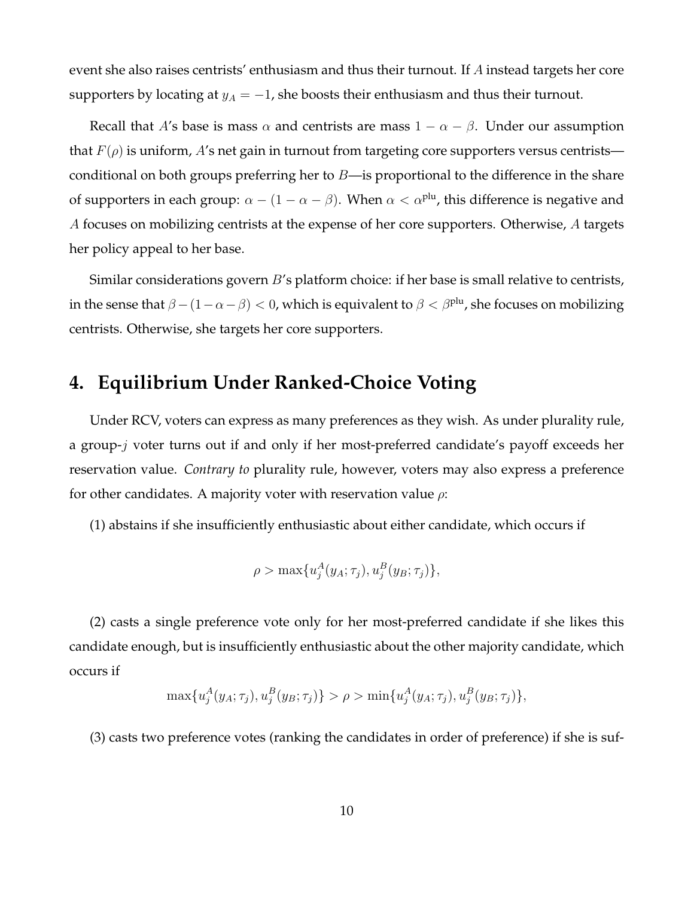event she also raises centrists' enthusiasm and thus their turnout. If $A$ instead targets her core supporters by locating at $y_A = -1$, she boosts their enthusiasm and thus their turnout.

Recall that $A$'s base is mass $\alpha$ and centrists are mass $1 - \alpha - \beta$. Under our assumption that $F(\rho)$ is uniform, $A$'s net gain in turnout from targeting core supporters versus centrists—conditional on both groups preferring her to $B$—is proportional to the difference in the share of supporters in each group: $\alpha - (1 - \alpha - \beta)$. When $\alpha < \alpha^{\text{plu}}$, this difference is negative and $A$ focuses on mobilizing centrists at the expense of her core supporters. Otherwise, $A$ targets her policy appeal to her base.

Similar considerations govern $B$'s platform choice: if her base is small relative to centrists, in the sense that $\beta - (1 - \alpha - \beta) < 0$, which is equivalent to $\beta < \beta^{\text{plu}}$, she focuses on mobilizing centrists. Otherwise, she targets her core supporters.

# 4. Equilibrium Under Ranked-Choice Voting

Under RCV, voters can express as many preferences as they wish. As under plurality rule, a group-$j$ voter turns out if and only if her most-preferred candidate's payoff exceeds her reservation value. *Contrary to* plurality rule, however, voters may also express a preference for other candidates. A majority voter with reservation value $\rho$:

(1) abstains if she insufficiently enthusiastic about either candidate, which occurs if

$$\rho > \max\{u_j^A(y_A; \tau_j), u_j^B(y_B; \tau_j)\},$$

(2) casts a single preference vote only for her most-preferred candidate if she likes this candidate enough, but is insufficiently enthusiastic about the other majority candidate, which occurs if

$$\max\{u_j^A(y_A; \tau_j), u_j^B(y_B; \tau_j)\} > \rho > \min\{u_j^A(y_A; \tau_j), u_j^B(y_B; \tau_j)\},$$

(3) casts two preference votes (ranking the candidates in order of preference) if she is suf-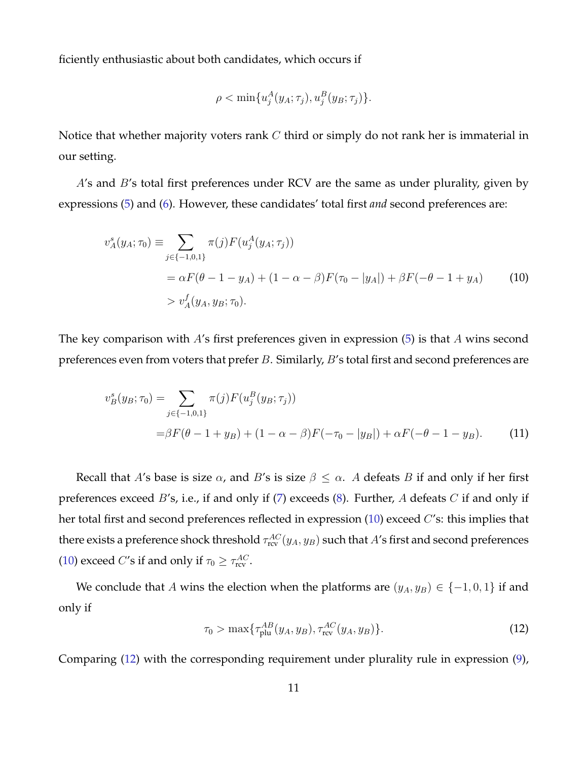ficiently enthusiastic about both candidates, which occurs if

$$\rho < \min\{u_j^A(y_A;\tau_j), u_j^B(y_B;\tau_j)\}.$$

Notice that whether majority voters rank $C$ third or simply do not rank her is immaterial in our setting.

$A$'s and $B$'s total first preferences under RCV are the same as under plurality, given by expressions (5) and (6). However, these candidates' total first *and* second preferences are:

$$\begin{aligned} v_A^s(y_A;\tau_0) &\equiv \sum_{j\in\{-1,0,1\}} \pi(j) F(u_j^A(y_A;\tau_j)) \\ &= \alpha F(\theta - 1 - y_A) + (1-\alpha-\beta) F(\tau_0 - |y_A|) + \beta F(-\theta - 1 + y_A) \\ &> v_A^f(y_A, y_B;\tau_0). \end{aligned} \tag{10}$$

The key comparison with $A$'s first preferences given in expression (5) is that $A$ wins second preferences even from voters that prefer $B$. Similarly, $B$'s total first and second preferences are

$$\begin{aligned} v_B^s(y_B;\tau_0) &= \sum_{j\in\{-1,0,1\}} \pi(j) F(u_j^B(y_B;\tau_j)) \\ &= \beta F(\theta - 1 + y_B) + (1-\alpha-\beta) F(-\tau_0 - |y_B|) + \alpha F(-\theta - 1 - y_B). \end{aligned} \tag{11}$$

Recall that $A$'s base is size $\alpha$, and $B$'s is size $\beta \leq \alpha$. $A$ defeats $B$ if and only if her first preferences exceed $B$'s, i.e., if and only if (7) exceeds (8). Further, $A$ defeats $C$ if and only if her total first and second preferences reflected in expression (10) exceed $C$'s: this implies that there exists a preference shock threshold $\tau_{\text{rcv}}^{AC}(y_A, y_B)$ such that $A$'s first and second preferences (10) exceed $C$'s if and only if $\tau_0 \geq \tau_{\text{rcv}}^{AC}$.

We conclude that $A$ wins the election when the platforms are $(y_A, y_B) \in \{-1, 0, 1\}$ if and only if

$$\tau_0 > \max\{\tau_{\text{plu}}^{AB}(y_A, y_B), \tau_{\text{rcv}}^{AC}(y_A, y_B)\}. \tag{12}$$

Comparing (12) with the corresponding requirement under plurality rule in expression (9),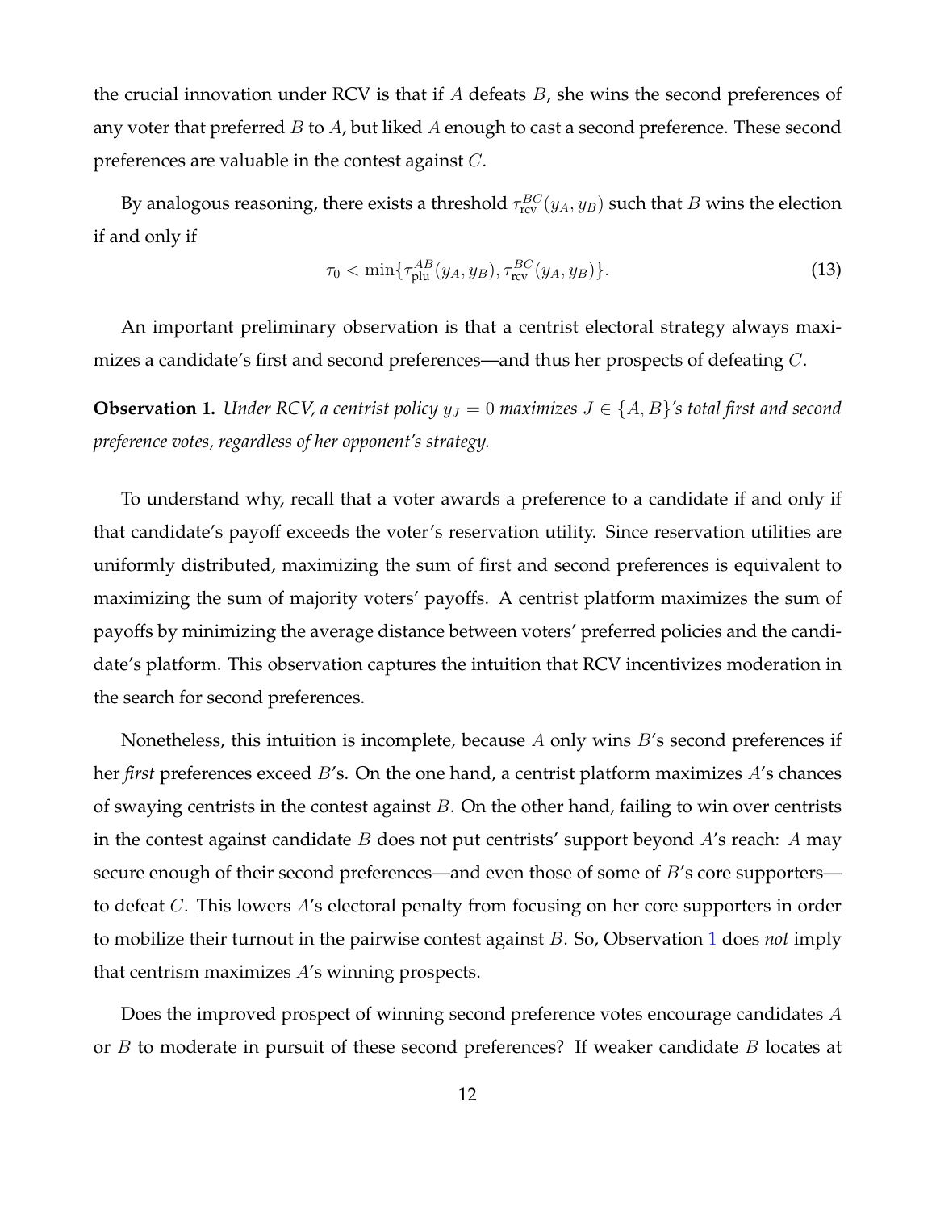the crucial innovation under RCV is that if $A$ defeats $B$, she wins the second preferences of any voter that preferred $B$ to $A$, but liked $A$ enough to cast a second preference. These second preferences are valuable in the contest against $C$.

By analogous reasoning, there exists a threshold $\tau_{\text{rcv}}^{BC}(y_A, y_B)$ such that $B$ wins the election if and only if

$$\tau_0 < \min\{\tau_{\text{plu}}^{AB}(y_A, y_B), \tau_{\text{rcv}}^{BC}(y_A, y_B)\}. \tag{13}$$

An important preliminary observation is that a centrist electoral strategy always maximizes a candidate's first and second preferences—and thus her prospects of defeating $C$.

**Observation 1.** *Under RCV, a centrist policy $y_J = 0$ maximizes $J \in \{A, B\}$'s total first and second preference votes, regardless of her opponent's strategy.*

To understand why, recall that a voter awards a preference to a candidate if and only if that candidate's payoff exceeds the voter's reservation utility. Since reservation utilities are uniformly distributed, maximizing the sum of first and second preferences is equivalent to maximizing the sum of majority voters' payoffs. A centrist platform maximizes the sum of payoffs by minimizing the average distance between voters' preferred policies and the candidate's platform. This observation captures the intuition that RCV incentivizes moderation in the search for second preferences.

Nonetheless, this intuition is incomplete, because $A$ only wins $B$'s second preferences if her *first* preferences exceed $B$'s. On the one hand, a centrist platform maximizes $A$'s chances of swaying centrists in the contest against $B$. On the other hand, failing to win over centrists in the contest against candidate $B$ does not put centrists' support beyond $A$'s reach: $A$ may secure enough of their second preferences—and even those of some of $B$'s core supporters—to defeat $C$. This lowers $A$'s electoral penalty from focusing on her core supporters in order to mobilize their turnout in the pairwise contest against $B$. So, Observation 1 does *not* imply that centrism maximizes $A$'s winning prospects.

Does the improved prospect of winning second preference votes encourage candidates $A$ or $B$ to moderate in pursuit of these second preferences? If weaker candidate $B$ locates at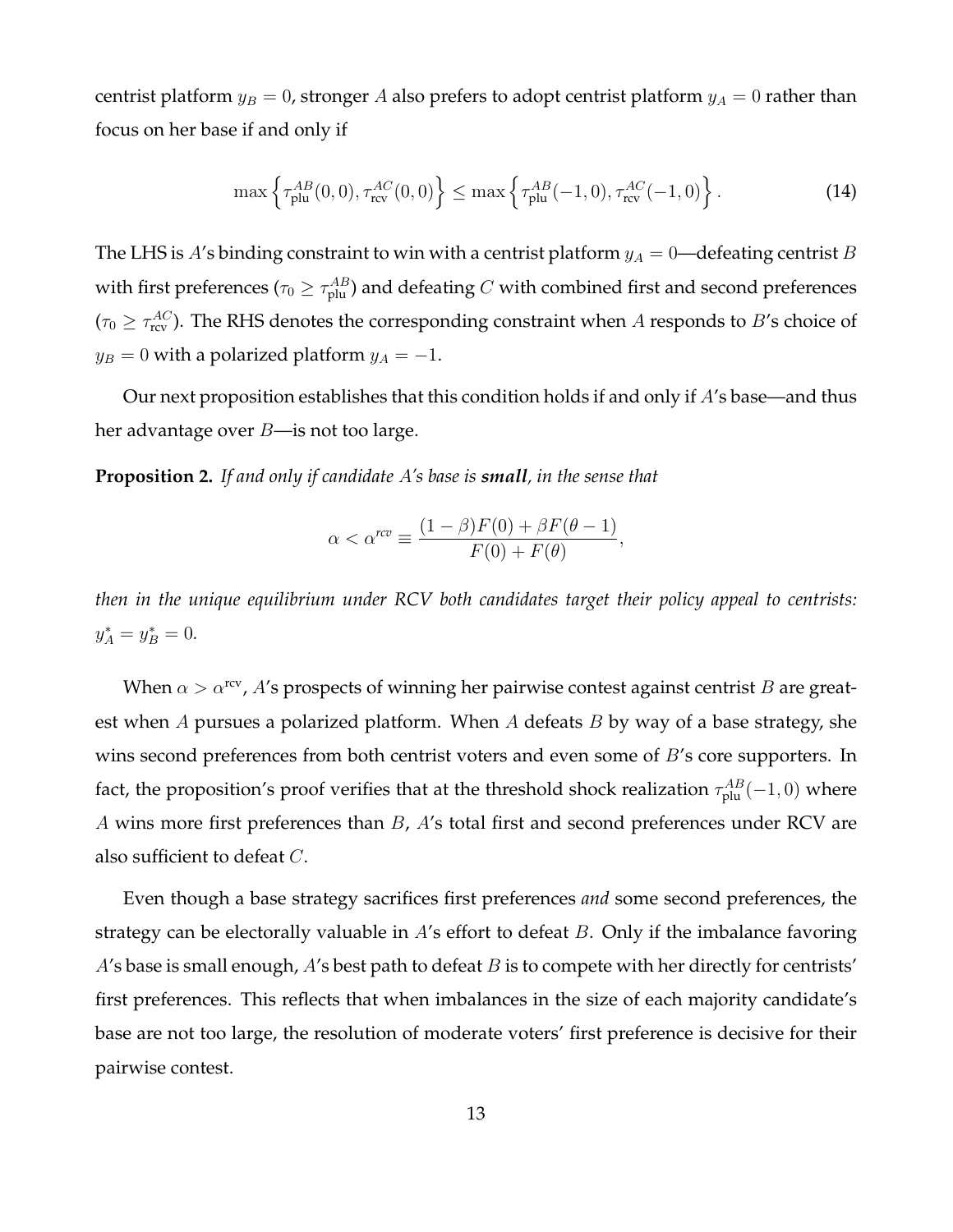centrist platform $y_B = 0$, stronger $A$ also prefers to adopt centrist platform $y_A = 0$ rather than focus on her base if and only if

$$\max\left\{\tau_{\text{plu}}^{AB}(0,0), \tau_{\text{rcv}}^{AC}(0,0)\right\} \leq \max\left\{\tau_{\text{plu}}^{AB}(-1,0), \tau_{\text{rcv}}^{AC}(-1,0)\right\}. \tag{14}$$

The LHS is $A$'s binding constraint to win with a centrist platform $y_A = 0$—defeating centrist $B$ with first preferences ($\tau_0 \geq \tau_{\text{plu}}^{AB}$) and defeating $C$ with combined first and second preferences ($\tau_0 \geq \tau_{\text{rcv}}^{AC}$). The RHS denotes the corresponding constraint when $A$ responds to $B$'s choice of $y_B = 0$ with a polarized platform $y_A = -1$.

Our next proposition establishes that this condition holds if and only if $A$'s base—and thus her advantage over $B$—is not too large.

**Proposition 2.** *If and only if candidate $A$'s base is **small**, in the sense that*

$$\alpha < \alpha^{rcv} \equiv \frac{(1-\beta)F(0) + \beta F(\theta - 1)}{F(0) + F(\theta)},$$

*then in the unique equilibrium under RCV both candidates target their policy appeal to centrists: $y_A^* = y_B^* = 0$.*

When $\alpha > \alpha^{\text{rcv}}$, $A$'s prospects of winning her pairwise contest against centrist $B$ are greatest when $A$ pursues a polarized platform. When $A$ defeats $B$ by way of a base strategy, she wins second preferences from both centrist voters and even some of $B$'s core supporters. In fact, the proposition's proof verifies that at the threshold shock realization $\tau_{\text{plu}}^{AB}(-1,0)$ where $A$ wins more first preferences than $B$, $A$'s total first and second preferences under RCV are also sufficient to defeat $C$.

Even though a base strategy sacrifices first preferences *and* some second preferences, the strategy can be electorally valuable in $A$'s effort to defeat $B$. Only if the imbalance favoring $A$'s base is small enough, $A$'s best path to defeat $B$ is to compete with her directly for centrists' first preferences. This reflects that when imbalances in the size of each majority candidate's base are not too large, the resolution of moderate voters' first preference is decisive for their pairwise contest.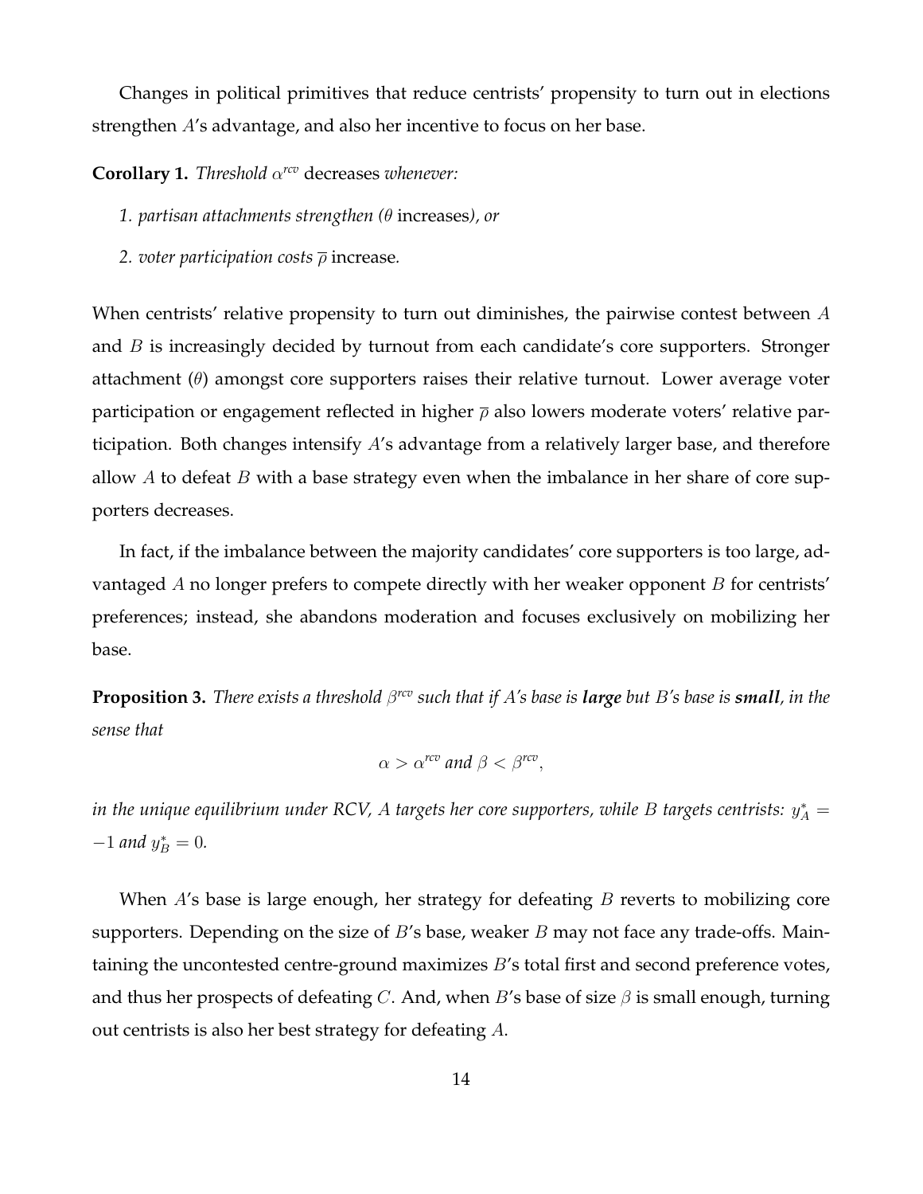Changes in political primitives that reduce centrists' propensity to turn out in elections strengthen $A$'s advantage, and also her incentive to focus on her base.

**Corollary 1.** *Threshold $\alpha^{rcv}$* decreases *whenever:*

1. *partisan attachments strengthen ($\theta$* increases*), or*
2. *voter participation costs $\overline{\rho}$* increase*.*

When centrists' relative propensity to turn out diminishes, the pairwise contest between $A$ and $B$ is increasingly decided by turnout from each candidate's core supporters. Stronger attachment ($\theta$) amongst core supporters raises their relative turnout. Lower average voter participation or engagement reflected in higher $\overline{\rho}$ also lowers moderate voters' relative participation. Both changes intensify $A$'s advantage from a relatively larger base, and therefore allow $A$ to defeat $B$ with a base strategy even when the imbalance in her share of core supporters decreases.

In fact, if the imbalance between the majority candidates' core supporters is too large, advantaged $A$ no longer prefers to compete directly with her weaker opponent $B$ for centrists' preferences; instead, she abandons moderation and focuses exclusively on mobilizing her base.

**Proposition 3.** *There exists a threshold $\beta^{rcv}$ such that if $A$'s base is **large** but $B$'s base is **small**, in the sense that*

$$\alpha > \alpha^{rcv} \text{ and } \beta < \beta^{rcv},$$

*in the unique equilibrium under RCV, $A$ targets her core supporters, while $B$ targets centrists: $y_A^* = -1$ and $y_B^* = 0$.*

When $A$'s base is large enough, her strategy for defeating $B$ reverts to mobilizing core supporters. Depending on the size of $B$'s base, weaker $B$ may not face any trade-offs. Maintaining the uncontested centre-ground maximizes $B$'s total first and second preference votes, and thus her prospects of defeating $C$. And, when $B$'s base of size $\beta$ is small enough, turning out centrists is also her best strategy for defeating $A$.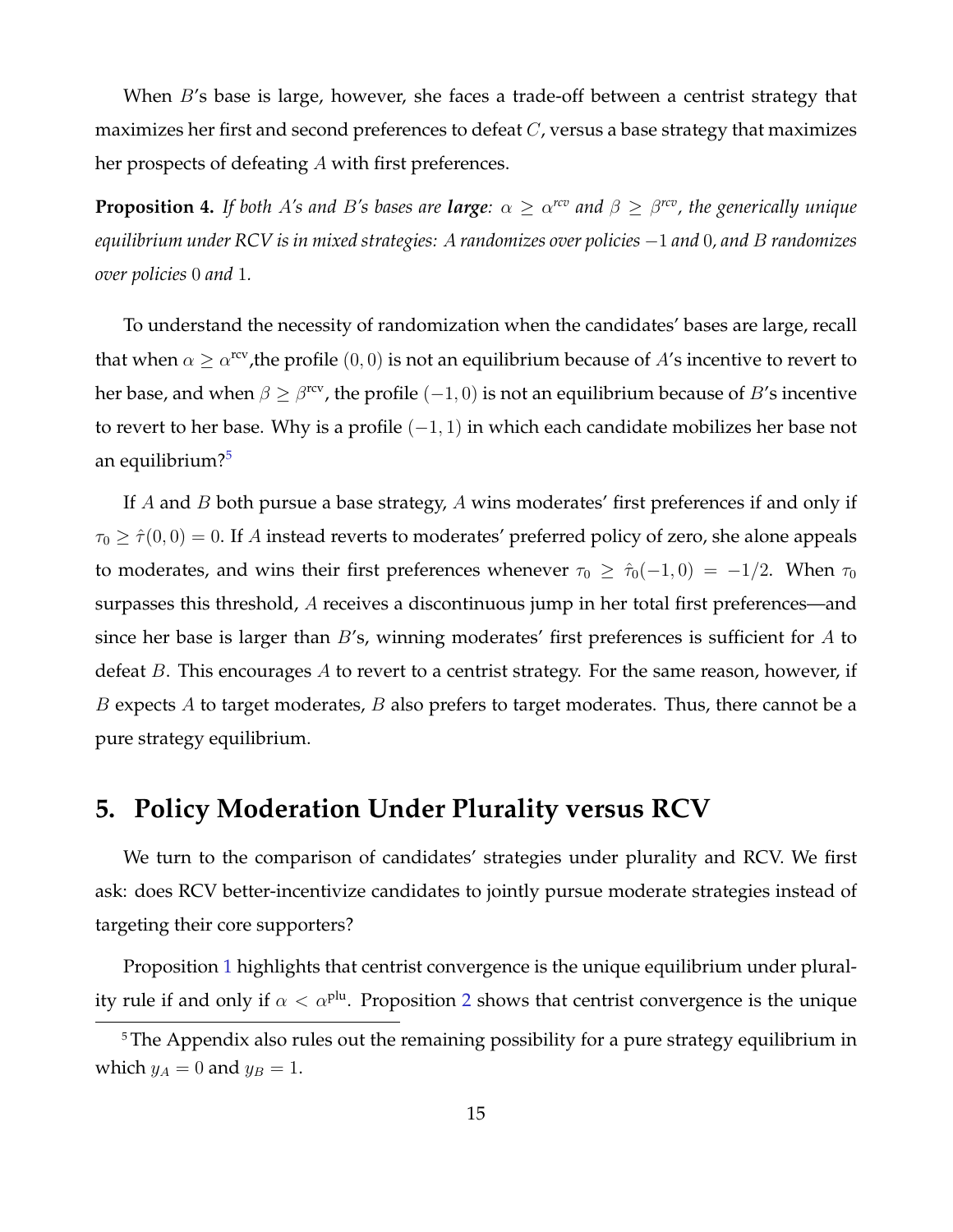When $B$'s base is large, however, she faces a trade-off between a centrist strategy that maximizes her first and second preferences to defeat $C$, versus a base strategy that maximizes her prospects of defeating $A$ with first preferences.

**Proposition 4.** *If both $A$'s and $B$'s bases are* ***large****: $\alpha \geq \alpha^{rcv}$ and $\beta \geq \beta^{rcv}$, the generically unique equilibrium under RCV is in mixed strategies: $A$ randomizes over policies $-1$ and $0$, and $B$ randomizes over policies $0$ and $1$.*

To understand the necessity of randomization when the candidates' bases are large, recall that when $\alpha \geq \alpha^{\text{rcv}}$,the profile $(0, 0)$ is not an equilibrium because of $A$'s incentive to revert to her base, and when $\beta \geq \beta^{\text{rcv}}$, the profile $(-1, 0)$ is not an equilibrium because of $B$'s incentive to revert to her base. Why is a profile $(-1, 1)$ in which each candidate mobilizes her base not an equilibrium?[5]

If $A$ and $B$ both pursue a base strategy, $A$ wins moderates' first preferences if and only if $\tau_0 \geq \hat{\tau}(0, 0) = 0$. If $A$ instead reverts to moderates' preferred policy of zero, she alone appeals to moderates, and wins their first preferences whenever $\tau_0 \geq \hat{\tau}_0(-1, 0) = -1/2$. When $\tau_0$ surpasses this threshold, $A$ receives a discontinuous jump in her total first preferences—and since her base is larger than $B$'s, winning moderates' first preferences is sufficient for $A$ to defeat $B$. This encourages $A$ to revert to a centrist strategy. For the same reason, however, if $B$ expects $A$ to target moderates, $B$ also prefers to target moderates. Thus, there cannot be a pure strategy equilibrium.

## 5. Policy Moderation Under Plurality versus RCV

We turn to the comparison of candidates' strategies under plurality and RCV. We first ask: does RCV better-incentivize candidates to jointly pursue moderate strategies instead of targeting their core supporters?

Proposition 1 highlights that centrist convergence is the unique equilibrium under plurality rule if and only if $\alpha < \alpha^{\text{plu}}$. Proposition 2 shows that centrist convergence is the unique

[5] The Appendix also rules out the remaining possibility for a pure strategy equilibrium in which $y_A = 0$ and $y_B = 1$.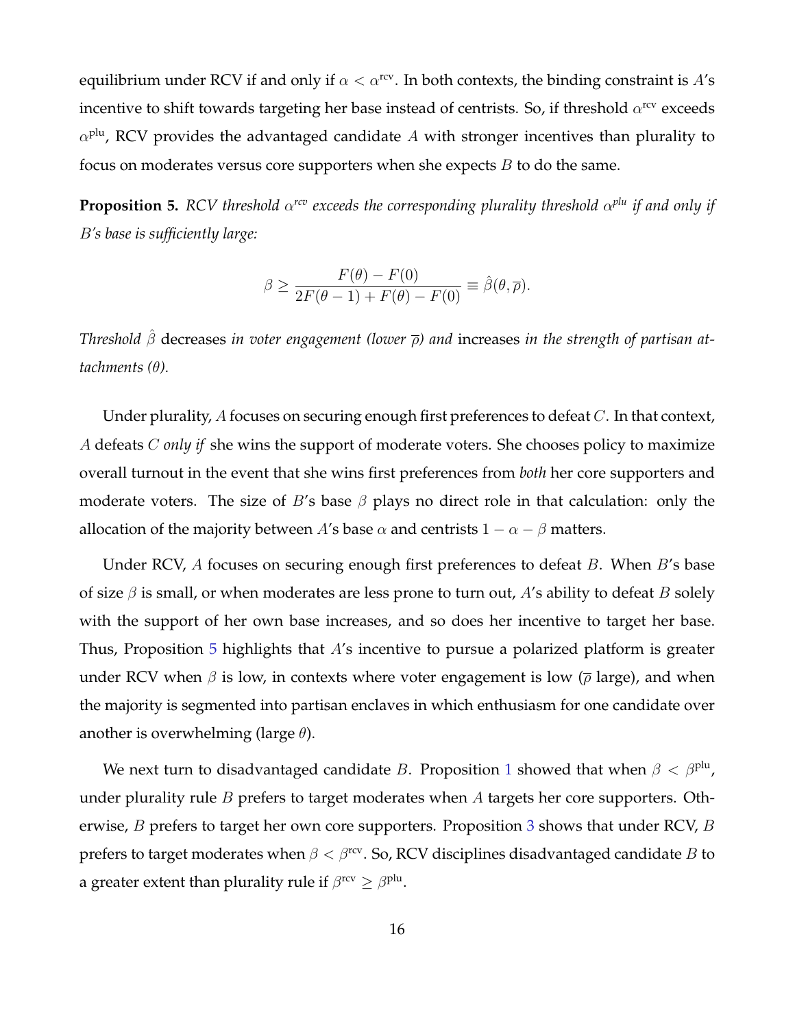equilibrium under RCV if and only if $\alpha < \alpha^{\text{rcv}}$. In both contexts, the binding constraint is $A$'s incentive to shift towards targeting her base instead of centrists. So, if threshold $\alpha^{\text{rcv}}$ exceeds $\alpha^{\text{plu}}$, RCV provides the advantaged candidate $A$ with stronger incentives than plurality to focus on moderates versus core supporters when she expects $B$ to do the same.

**Proposition 5.** *RCV threshold $\alpha^{rcv}$ exceeds the corresponding plurality threshold $\alpha^{plu}$ if and only if $B$'s base is sufficiently large:*

$$\beta \geq \frac{F(\theta) - F(0)}{2F(\theta - 1) + F(\theta) - F(0)} \equiv \hat{\beta}(\theta, \overline{\rho}).$$

*Threshold $\hat{\beta}$* decreases *in voter engagement (lower $\overline{\rho}$) and* increases *in the strength of partisan attachments ($\theta$).*

Under plurality, $A$ focuses on securing enough first preferences to defeat $C$. In that context, $A$ defeats $C$ *only if* she wins the support of moderate voters. She chooses policy to maximize overall turnout in the event that she wins first preferences from *both* her core supporters and moderate voters. The size of $B$'s base $\beta$ plays no direct role in that calculation: only the allocation of the majority between $A$'s base $\alpha$ and centrists $1 - \alpha - \beta$ matters.

Under RCV, $A$ focuses on securing enough first preferences to defeat $B$. When $B$'s base of size $\beta$ is small, or when moderates are less prone to turn out, $A$'s ability to defeat $B$ solely with the support of her own base increases, and so does her incentive to target her base. Thus, Proposition 5 highlights that $A$'s incentive to pursue a polarized platform is greater under RCV when $\beta$ is low, in contexts where voter engagement is low ($\overline{\rho}$ large), and when the majority is segmented into partisan enclaves in which enthusiasm for one candidate over another is overwhelming (large $\theta$).

We next turn to disadvantaged candidate $B$. Proposition 1 showed that when $\beta < \beta^{\text{plu}}$, under plurality rule $B$ prefers to target moderates when $A$ targets her core supporters. Otherwise, $B$ prefers to target her own core supporters. Proposition 3 shows that under RCV, $B$ prefers to target moderates when $\beta < \beta^{\text{rcv}}$. So, RCV disciplines disadvantaged candidate $B$ to a greater extent than plurality rule if $\beta^{\text{rcv}} \geq \beta^{\text{plu}}$.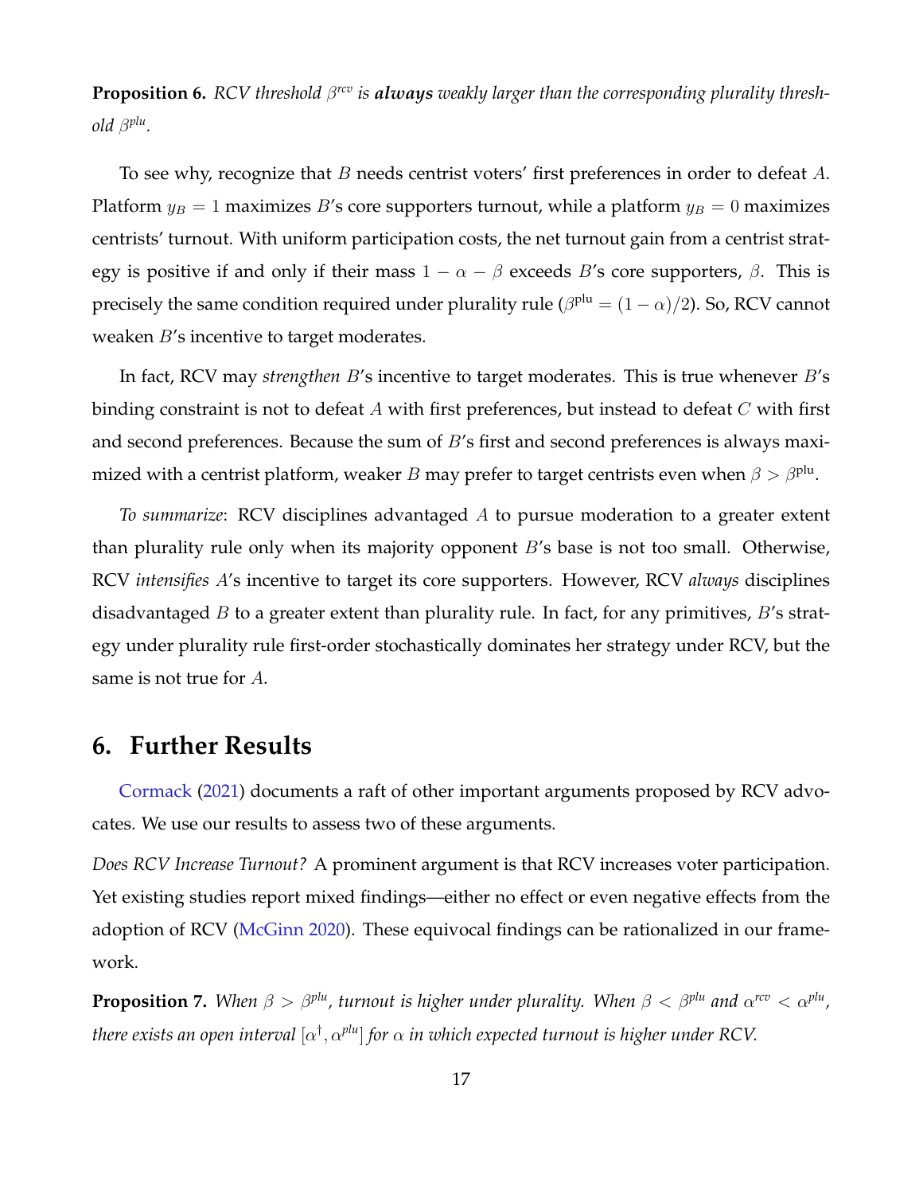**Proposition 6.** *RCV threshold $\beta^{rcv}$ is **always** weakly larger than the corresponding plurality threshold $\beta^{plu}$.*

To see why, recognize that $B$ needs centrist voters' first preferences in order to defeat $A$. Platform $y_B = 1$ maximizes $B$'s core supporters turnout, while a platform $y_B = 0$ maximizes centrists' turnout. With uniform participation costs, the net turnout gain from a centrist strategy is positive if and only if their mass $1 - \alpha - \beta$ exceeds $B$'s core supporters, $\beta$. This is precisely the same condition required under plurality rule ($\beta^{\text{plu}} = (1 - \alpha)/2$). So, RCV cannot weaken $B$'s incentive to target moderates.

In fact, RCV may *strengthen* $B$'s incentive to target moderates. This is true whenever $B$'s binding constraint is not to defeat $A$ with first preferences, but instead to defeat $C$ with first and second preferences. Because the sum of $B$'s first and second preferences is always maximized with a centrist platform, weaker $B$ may prefer to target centrists even when $\beta > \beta^{\text{plu}}$.

*To summarize*: RCV disciplines advantaged $A$ to pursue moderation to a greater extent than plurality rule only when its majority opponent $B$'s base is not too small. Otherwise, RCV *intensifies* $A$'s incentive to target its core supporters. However, RCV *always* disciplines disadvantaged $B$ to a greater extent than plurality rule. In fact, for any primitives, $B$'s strategy under plurality rule first-order stochastically dominates her strategy under RCV, but the same is not true for $A$.

# 6. Further Results

Cormack (2021) documents a raft of other important arguments proposed by RCV advocates. We use our results to assess two of these arguments.

*Does RCV Increase Turnout?* A prominent argument is that RCV increases voter participation. Yet existing studies report mixed findings—either no effect or even negative effects from the adoption of RCV (McGinn 2020). These equivocal findings can be rationalized in our framework.

**Proposition 7.** *When $\beta > \beta^{plu}$, turnout is higher under plurality. When $\beta < \beta^{plu}$ and $\alpha^{rcv} < \alpha^{plu}$, there exists an open interval $[\alpha^{\dagger}, \alpha^{plu}]$ for $\alpha$ in which expected turnout is higher under RCV.*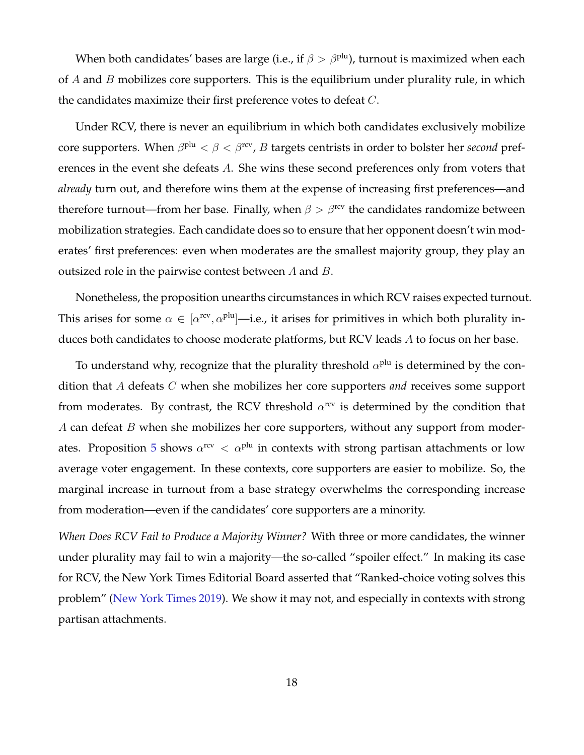When both candidates' bases are large (i.e., if $\beta > \beta^{\text{plu}}$), turnout is maximized when each of $A$ and $B$ mobilizes core supporters. This is the equilibrium under plurality rule, in which the candidates maximize their first preference votes to defeat $C$.

Under RCV, there is never an equilibrium in which both candidates exclusively mobilize core supporters. When $\beta^{\text{plu}} < \beta < \beta^{\text{rcv}}$, $B$ targets centrists in order to bolster her *second* preferences in the event she defeats $A$. She wins these second preferences only from voters that *already* turn out, and therefore wins them at the expense of increasing first preferences—and therefore turnout—from her base. Finally, when $\beta > \beta^{\text{rcv}}$ the candidates randomize between mobilization strategies. Each candidate does so to ensure that her opponent doesn't win moderates' first preferences: even when moderates are the smallest majority group, they play an outsized role in the pairwise contest between $A$ and $B$.

Nonetheless, the proposition unearths circumstances in which RCV raises expected turnout. This arises for some $\alpha \in [\alpha^{\text{rcv}}, \alpha^{\text{plu}}]$—i.e., it arises for primitives in which both plurality induces both candidates to choose moderate platforms, but RCV leads $A$ to focus on her base.

To understand why, recognize that the plurality threshold $\alpha^{\text{plu}}$ is determined by the condition that $A$ defeats $C$ when she mobilizes her core supporters *and* receives some support from moderates. By contrast, the RCV threshold $\alpha^{\text{rcv}}$ is determined by the condition that $A$ can defeat $B$ when she mobilizes her core supporters, without any support from moderates. Proposition 5 shows $\alpha^{\text{rcv}} < \alpha^{\text{plu}}$ in contexts with strong partisan attachments or low average voter engagement. In these contexts, core supporters are easier to mobilize. So, the marginal increase in turnout from a base strategy overwhelms the corresponding increase from moderation—even if the candidates' core supporters are a minority.

*When Does RCV Fail to Produce a Majority Winner?* With three or more candidates, the winner under plurality may fail to win a majority—the so-called "spoiler effect." In making its case for RCV, the New York Times Editorial Board asserted that "Ranked-choice voting solves this problem" (New York Times 2019). We show it may not, and especially in contexts with strong partisan attachments.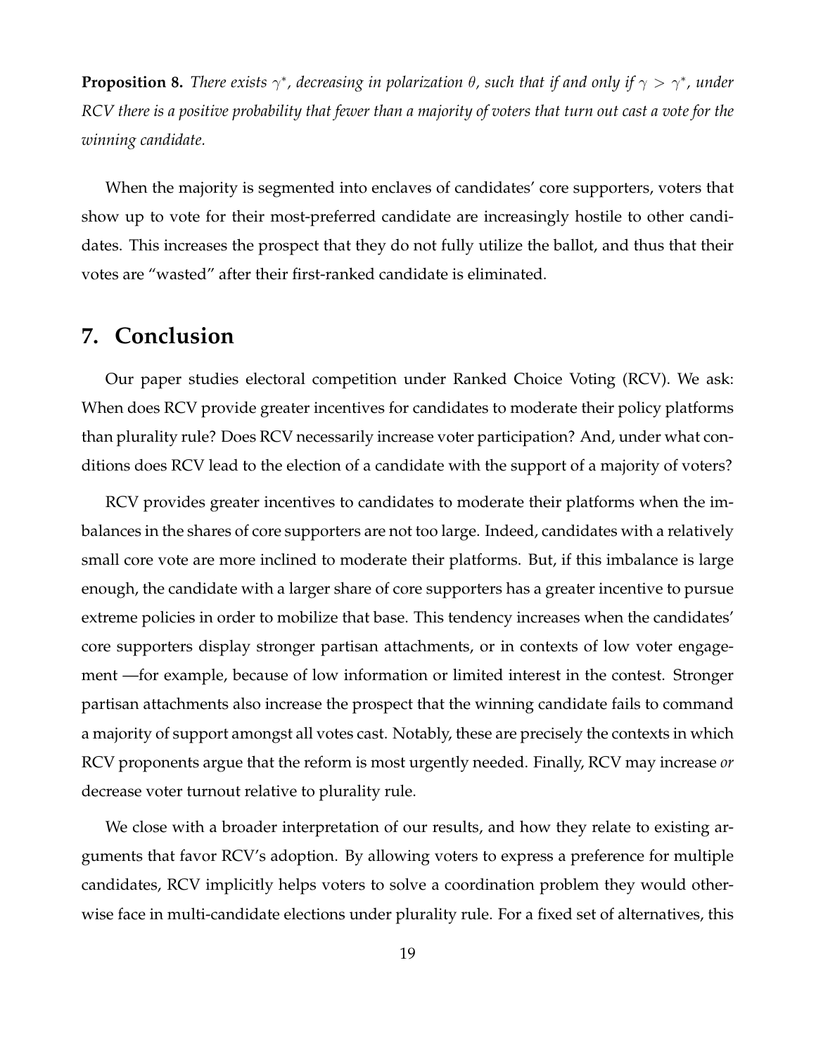**Proposition 8.** *There exists $\gamma^*$, decreasing in polarization $\theta$, such that if and only if $\gamma > \gamma^*$, under RCV there is a positive probability that fewer than a majority of voters that turn out cast a vote for the winning candidate.*

When the majority is segmented into enclaves of candidates' core supporters, voters that show up to vote for their most-preferred candidate are increasingly hostile to other candidates. This increases the prospect that they do not fully utilize the ballot, and thus that their votes are "wasted" after their first-ranked candidate is eliminated.

## 7. Conclusion

Our paper studies electoral competition under Ranked Choice Voting (RCV). We ask: When does RCV provide greater incentives for candidates to moderate their policy platforms than plurality rule? Does RCV necessarily increase voter participation? And, under what conditions does RCV lead to the election of a candidate with the support of a majority of voters?

RCV provides greater incentives to candidates to moderate their platforms when the imbalances in the shares of core supporters are not too large. Indeed, candidates with a relatively small core vote are more inclined to moderate their platforms. But, if this imbalance is large enough, the candidate with a larger share of core supporters has a greater incentive to pursue extreme policies in order to mobilize that base. This tendency increases when the candidates' core supporters display stronger partisan attachments, or in contexts of low voter engagement —for example, because of low information or limited interest in the contest. Stronger partisan attachments also increase the prospect that the winning candidate fails to command a majority of support amongst all votes cast. Notably, these are precisely the contexts in which RCV proponents argue that the reform is most urgently needed. Finally, RCV may increase *or* decrease voter turnout relative to plurality rule.

We close with a broader interpretation of our results, and how they relate to existing arguments that favor RCV's adoption. By allowing voters to express a preference for multiple candidates, RCV implicitly helps voters to solve a coordination problem they would otherwise face in multi-candidate elections under plurality rule. For a fixed set of alternatives, this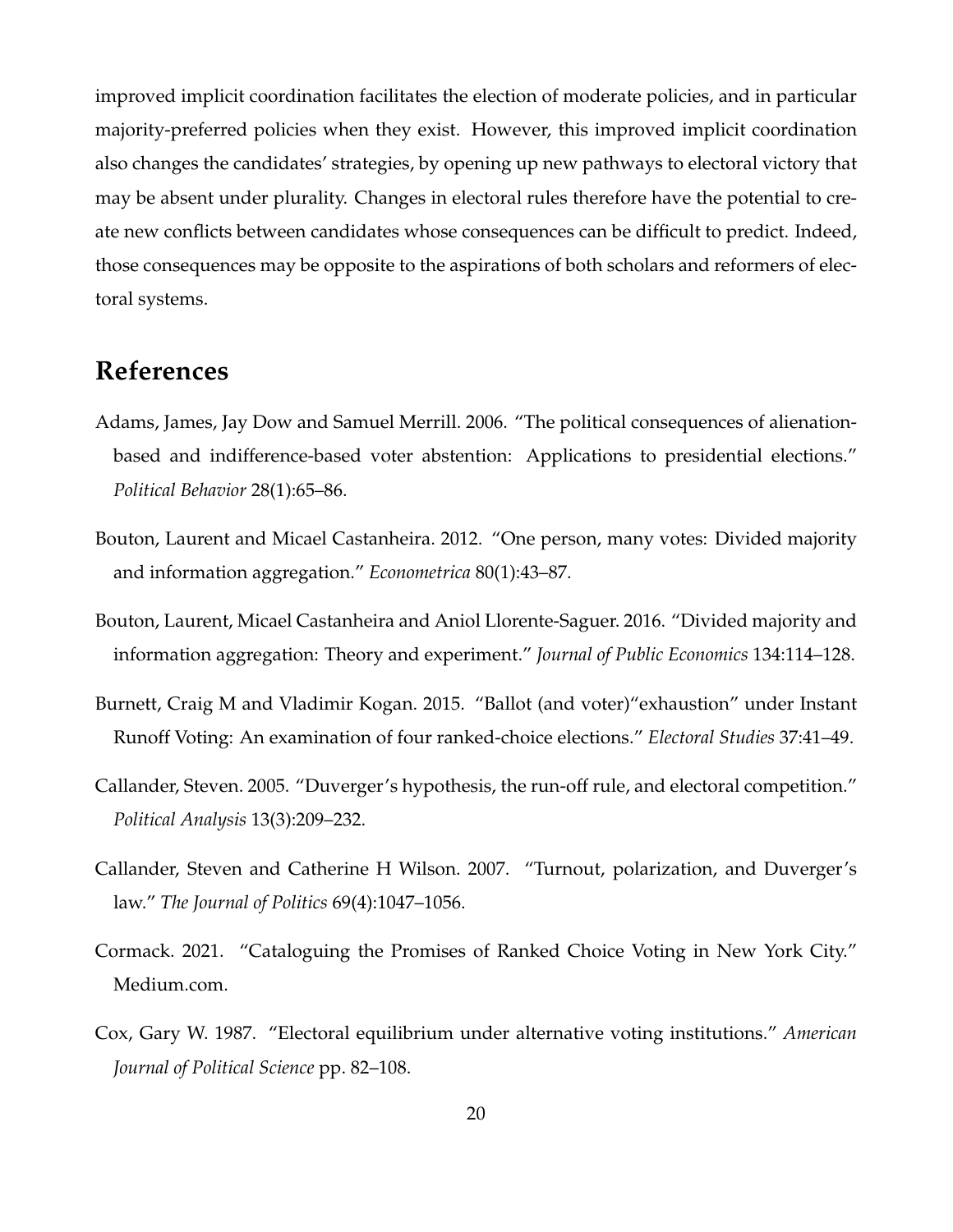improved implicit coordination facilitates the election of moderate policies, and in particular majority-preferred policies when they exist. However, this improved implicit coordination also changes the candidates' strategies, by opening up new pathways to electoral victory that may be absent under plurality. Changes in electoral rules therefore have the potential to create new conflicts between candidates whose consequences can be difficult to predict. Indeed, those consequences may be opposite to the aspirations of both scholars and reformers of electoral systems.

## References

Adams, James, Jay Dow and Samuel Merrill. 2006. "The political consequences of alienation-based and indifference-based voter abstention: Applications to presidential elections." *Political Behavior* 28(1):65–86.

Bouton, Laurent and Micael Castanheira. 2012. "One person, many votes: Divided majority and information aggregation." *Econometrica* 80(1):43–87.

Bouton, Laurent, Micael Castanheira and Aniol Llorente-Saguer. 2016. "Divided majority and information aggregation: Theory and experiment." *Journal of Public Economics* 134:114–128.

Burnett, Craig M and Vladimir Kogan. 2015. "Ballot (and voter)"exhaustion" under Instant Runoff Voting: An examination of four ranked-choice elections." *Electoral Studies* 37:41–49.

Callander, Steven. 2005. "Duverger's hypothesis, the run-off rule, and electoral competition." *Political Analysis* 13(3):209–232.

Callander, Steven and Catherine H Wilson. 2007. "Turnout, polarization, and Duverger's law." *The Journal of Politics* 69(4):1047–1056.

Cormack. 2021. "Cataloguing the Promises of Ranked Choice Voting in New York City." Medium.com.

Cox, Gary W. 1987. "Electoral equilibrium under alternative voting institutions." *American Journal of Political Science* pp. 82–108.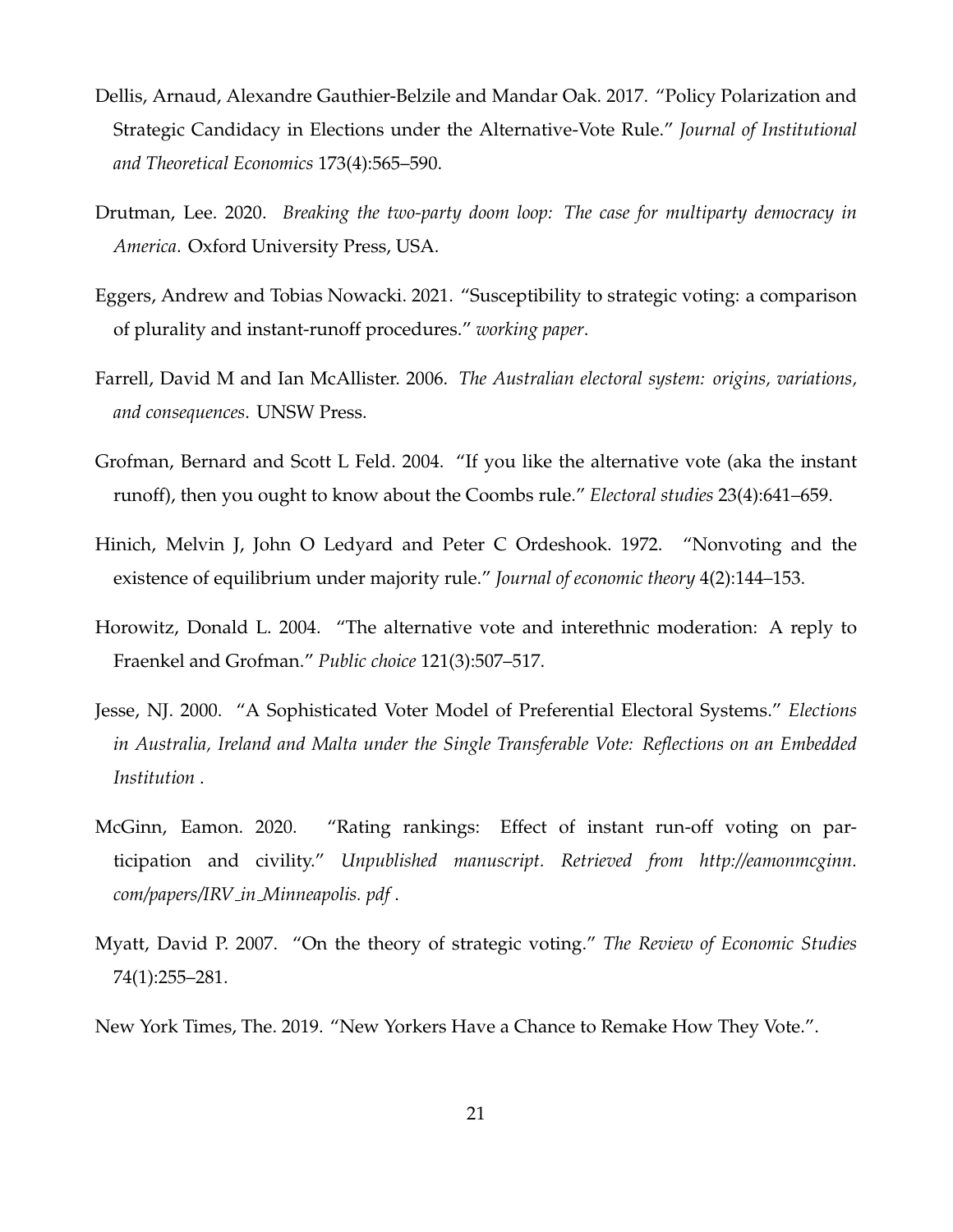Dellis, Arnaud, Alexandre Gauthier-Belzile and Mandar Oak. 2017. "Policy Polarization and Strategic Candidacy in Elections under the Alternative-Vote Rule." *Journal of Institutional and Theoretical Economics* 173(4):565–590.

Drutman, Lee. 2020. *Breaking the two-party doom loop: The case for multiparty democracy in America*. Oxford University Press, USA.

Eggers, Andrew and Tobias Nowacki. 2021. "Susceptibility to strategic voting: a comparison of plurality and instant-runoff procedures." *working paper*.

Farrell, David M and Ian McAllister. 2006. *The Australian electoral system: origins, variations, and consequences*. UNSW Press.

Grofman, Bernard and Scott L Feld. 2004. "If you like the alternative vote (aka the instant runoff), then you ought to know about the Coombs rule." *Electoral studies* 23(4):641–659.

Hinich, Melvin J, John O Ledyard and Peter C Ordeshook. 1972. "Nonvoting and the existence of equilibrium under majority rule." *Journal of economic theory* 4(2):144–153.

Horowitz, Donald L. 2004. "The alternative vote and interethnic moderation: A reply to Fraenkel and Grofman." *Public choice* 121(3):507–517.

Jesse, NJ. 2000. "A Sophisticated Voter Model of Preferential Electoral Systems." *Elections in Australia, Ireland and Malta under the Single Transferable Vote: Reflections on an Embedded Institution* .

McGinn, Eamon. 2020. "Rating rankings: Effect of instant run-off voting on participation and civility." *Unpublished manuscript. Retrieved from http://eamonmcginn.com/papers/IRV_in_Minneapolis.pdf* .

Myatt, David P. 2007. "On the theory of strategic voting." *The Review of Economic Studies* 74(1):255–281.

New York Times, The. 2019. "New Yorkers Have a Chance to Remake How They Vote.".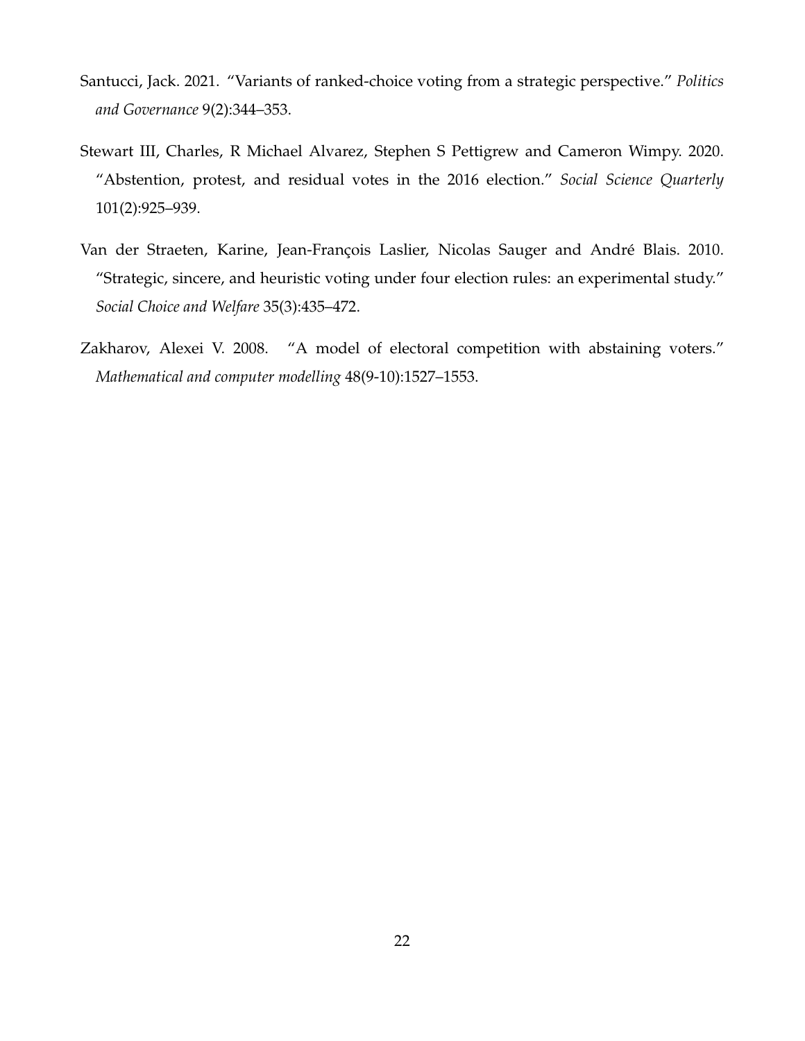Santucci, Jack. 2021. "Variants of ranked-choice voting from a strategic perspective." *Politics and Governance* 9(2):344–353.

Stewart III, Charles, R Michael Alvarez, Stephen S Pettigrew and Cameron Wimpy. 2020. "Abstention, protest, and residual votes in the 2016 election." *Social Science Quarterly* 101(2):925–939.

Van der Straeten, Karine, Jean-François Laslier, Nicolas Sauger and André Blais. 2010. "Strategic, sincere, and heuristic voting under four election rules: an experimental study." *Social Choice and Welfare* 35(3):435–472.

Zakharov, Alexei V. 2008. "A model of electoral competition with abstaining voters." *Mathematical and computer modelling* 48(9-10):1527–1553.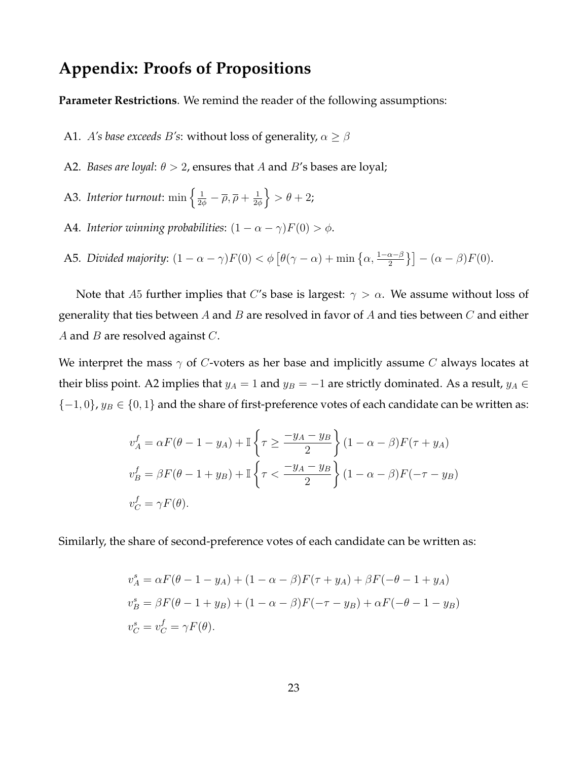## Appendix: Proofs of Propositions

**Parameter Restrictions**. We remind the reader of the following assumptions:

- A1. *A's base exceeds B's*: without loss of generality, $\alpha \geq \beta$
- A2. *Bases are loyal*: $\theta > 2$, ensures that $A$ and $B$'s bases are loyal;
- A3. *Interior turnout*: $\min\left\{\frac{1}{2\phi} - \overline{\rho}, \overline{\rho} + \frac{1}{2\phi}\right\} > \theta + 2$;
- A4. *Interior winning probabilities*: $(1 - \alpha - \gamma)F(0) > \phi$.
- A5. *Divided majority*: $(1 - \alpha - \gamma)F(0) < \phi\left[\theta(\gamma - \alpha) + \min\left\{\alpha, \frac{1-\alpha-\beta}{2}\right\}\right] - (\alpha - \beta)F(0)$.

Note that $A5$ further implies that $C$'s base is largest: $\gamma > \alpha$. We assume without loss of generality that ties between $A$ and $B$ are resolved in favor of $A$ and ties between $C$ and either $A$ and $B$ are resolved against $C$.

We interpret the mass $\gamma$ of $C$-voters as her base and implicitly assume $C$ always locates at their bliss point. A2 implies that $y_A = 1$ and $y_B = -1$ are strictly dominated. As a result, $y_A \in \{-1, 0\}$, $y_B \in \{0, 1\}$ and the share of first-preference votes of each candidate can be written as:

$$
\begin{aligned}
v_A^f &= \alpha F(\theta - 1 - y_A) + \mathbb{I}\left\{\tau \geq \frac{-y_A - y_B}{2}\right\}(1 - \alpha - \beta)F(\tau + y_A) \\
v_B^f &= \beta F(\theta - 1 + y_B) + \mathbb{I}\left\{\tau < \frac{-y_A - y_B}{2}\right\}(1 - \alpha - \beta)F(-\tau - y_B) \\
v_C^f &= \gamma F(\theta).
\end{aligned}
$$

Similarly, the share of second-preference votes of each candidate can be written as:

$$
\begin{aligned}
v_A^s &= \alpha F(\theta - 1 - y_A) + (1 - \alpha - \beta)F(\tau + y_A) + \beta F(-\theta - 1 + y_A) \\
v_B^s &= \beta F(\theta - 1 + y_B) + (1 - \alpha - \beta)F(-\tau - y_B) + \alpha F(-\theta - 1 - y_B) \\
v_C^s &= v_C^f = \gamma F(\theta).
\end{aligned}
$$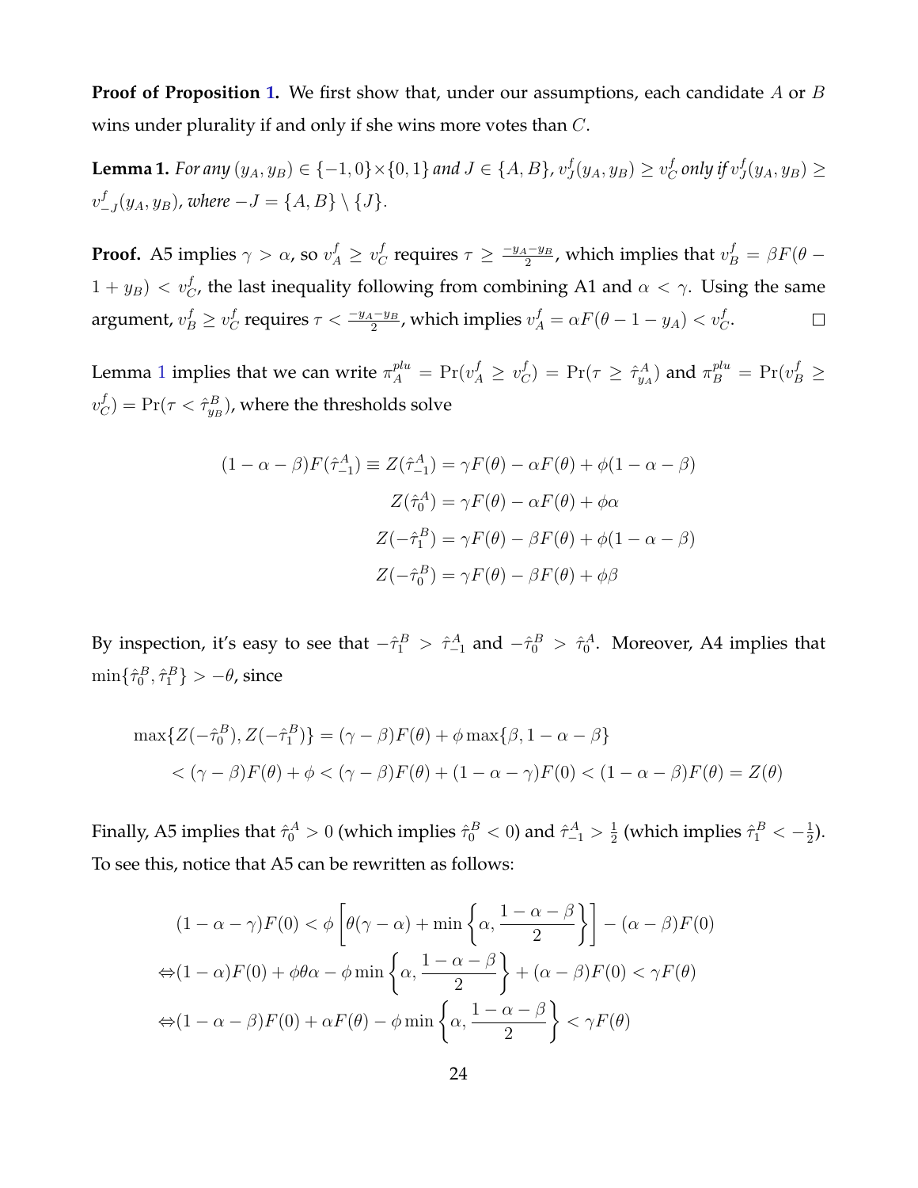**Proof of Proposition 1.** We first show that, under our assumptions, each candidate $A$ or $B$ wins under plurality if and only if she wins more votes than $C$.

**Lemma 1.** *For any $(y_A, y_B) \in \{-1, 0\} \times \{0, 1\}$ and $J \in \{A, B\}$, $v_J^f(y_A, y_B) \geq v_C^f$ only if $v_J^f(y_A, y_B) \geq v_{-J}^f(y_A, y_B)$, where $-J = \{A, B\} \setminus \{J\}$.*

**Proof.** A5 implies $\gamma > \alpha$, so $v_A^f \geq v_C^f$ requires $\tau \geq \frac{-y_A - y_B}{2}$, which implies that $v_B^f = \beta F(\theta - 1 + y_B) < v_C^f$, the last inequality following from combining A1 and $\alpha < \gamma$. Using the same argument, $v_B^f \geq v_C^f$ requires $\tau < \frac{-y_A - y_B}{2}$, which implies $v_A^f = \alpha F(\theta - 1 - y_A) < v_C^f$. $\square$

Lemma 1 implies that we can write $\pi_A^{plu} = \Pr(v_A^f \geq v_C^f) = \Pr(\tau \geq \hat{\tau}_{y_A}^A)$ and $\pi_B^{plu} = \Pr(v_B^f \geq v_C^f) = \Pr(\tau < \hat{\tau}_{y_B}^B)$, where the thresholds solve

$$
\begin{aligned}
(1 - \alpha - \beta)F(\hat{\tau}_{-1}^A) \equiv Z(\hat{\tau}_{-1}^A) &= \gamma F(\theta) - \alpha F(\theta) + \phi(1 - \alpha - \beta) \\
Z(\hat{\tau}_0^A) &= \gamma F(\theta) - \alpha F(\theta) + \phi\alpha \\
Z(-\hat{\tau}_1^B) &= \gamma F(\theta) - \beta F(\theta) + \phi(1 - \alpha - \beta) \\
Z(-\hat{\tau}_0^B) &= \gamma F(\theta) - \beta F(\theta) + \phi\beta
\end{aligned}
$$

By inspection, it's easy to see that $-\hat{\tau}_1^B > \hat{\tau}_{-1}^A$ and $-\hat{\tau}_0^B > \hat{\tau}_0^A$. Moreover, A4 implies that $\min\{\hat{\tau}_0^B, \hat{\tau}_1^B\} > -\theta$, since

$$
\begin{aligned}
&\max\{Z(-\hat{\tau}_0^B), Z(-\hat{\tau}_1^B)\} = (\gamma - \beta)F(\theta) + \phi \max\{\beta, 1 - \alpha - \beta\} \\
&< (\gamma - \beta)F(\theta) + \phi < (\gamma - \beta)F(\theta) + (1 - \alpha - \gamma)F(0) < (1 - \alpha - \beta)F(\theta) = Z(\theta)
\end{aligned}
$$

Finally, A5 implies that $\hat{\tau}_0^A > 0$ (which implies $\hat{\tau}_0^B < 0$) and $\hat{\tau}_{-1}^A > \frac{1}{2}$ (which implies $\hat{\tau}_1^B < -\frac{1}{2}$). To see this, notice that A5 can be rewritten as follows:

$$
\begin{aligned}
&(1 - \alpha - \gamma)F(0) < \phi\left[\theta(\gamma - \alpha) + \min\left\{\alpha, \frac{1 - \alpha - \beta}{2}\right\}\right] - (\alpha - \beta)F(0) \\
\Leftrightarrow &(1 - \alpha)F(0) + \phi\theta\alpha - \phi\min\left\{\alpha, \frac{1 - \alpha - \beta}{2}\right\} + (\alpha - \beta)F(0) < \gamma F(\theta) \\
\Leftrightarrow &(1 - \alpha - \beta)F(0) + \alpha F(\theta) - \phi\min\left\{\alpha, \frac{1 - \alpha - \beta}{2}\right\} < \gamma F(\theta)
\end{aligned}
$$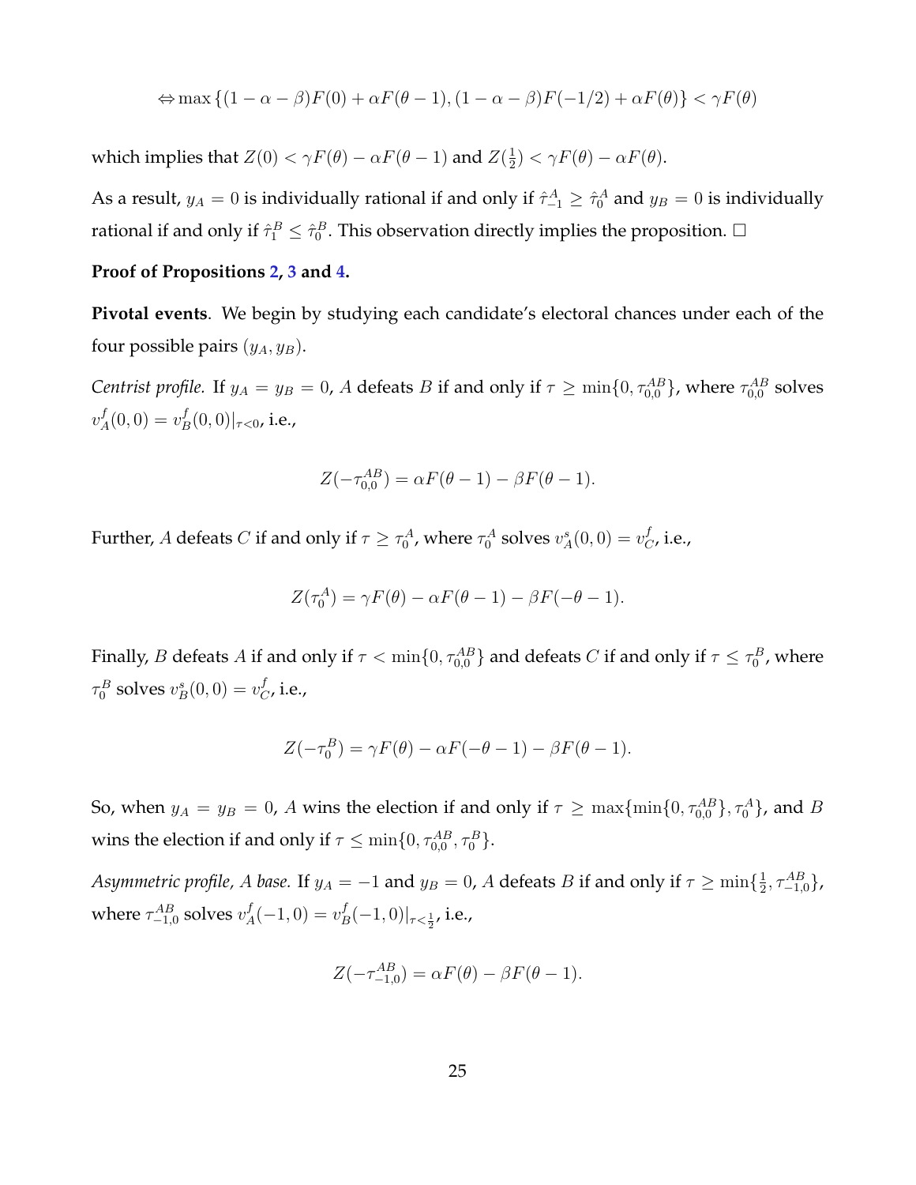$$\Leftrightarrow \max\left\{(1-\alpha-\beta)F(0)+\alpha F(\theta-1),(1-\alpha-\beta)F(-1/2)+\alpha F(\theta)\right\}<\gamma F(\theta)$$

which implies that $Z(0) < \gamma F(\theta) - \alpha F(\theta - 1)$ and $Z(\frac{1}{2}) < \gamma F(\theta) - \alpha F(\theta)$.

As a result, $y_A = 0$ is individually rational if and only if $\hat{\tau}^A_{-1} \geq \hat{\tau}^A_0$ and $y_B = 0$ is individually rational if and only if $\hat{\tau}^B_1 \leq \hat{\tau}^B_0$. This observation directly implies the proposition. □

**Proof of Propositions 2, 3 and 4.**

**Pivotal events**. We begin by studying each candidate's electoral chances under each of the four possible pairs $(y_A, y_B)$.

*Centrist profile.* If $y_A = y_B = 0$, $A$ defeats $B$ if and only if $\tau \geq \min\{0, \tau^{AB}_{0,0}\}$, where $\tau^{AB}_{0,0}$ solves $v^f_A(0,0) = v^f_B(0,0)|_{\tau<0}$, i.e.,

$$Z(-\tau^{AB}_{0,0}) = \alpha F(\theta - 1) - \beta F(\theta - 1).$$

Further, $A$ defeats $C$ if and only if $\tau \geq \tau^A_0$, where $\tau^A_0$ solves $v^s_A(0,0) = v^f_C$, i.e.,

$$Z(\tau^A_0) = \gamma F(\theta) - \alpha F(\theta - 1) - \beta F(-\theta - 1).$$

Finally, $B$ defeats $A$ if and only if $\tau < \min\{0, \tau^{AB}_{0,0}\}$ and defeats $C$ if and only if $\tau \leq \tau^B_0$, where $\tau^B_0$ solves $v^s_B(0,0) = v^f_C$, i.e.,

$$Z(-\tau^B_0) = \gamma F(\theta) - \alpha F(-\theta - 1) - \beta F(\theta - 1).$$

So, when $y_A = y_B = 0$, $A$ wins the election if and only if $\tau \geq \max\{\min\{0, \tau^{AB}_{0,0}\}, \tau^A_0\}$, and $B$ wins the election if and only if $\tau \leq \min\{0, \tau^{AB}_{0,0}, \tau^B_0\}$.

*Asymmetric profile, A base.* If $y_A = -1$ and $y_B = 0$, $A$ defeats $B$ if and only if $\tau \geq \min\{\frac{1}{2}, \tau^{AB}_{-1,0}\}$, where $\tau^{AB}_{-1,0}$ solves $v^f_A(-1,0) = v^f_B(-1,0)|_{\tau<\frac{1}{2}}$, i.e.,

$$Z(-\tau^{AB}_{-1,0}) = \alpha F(\theta) - \beta F(\theta - 1).$$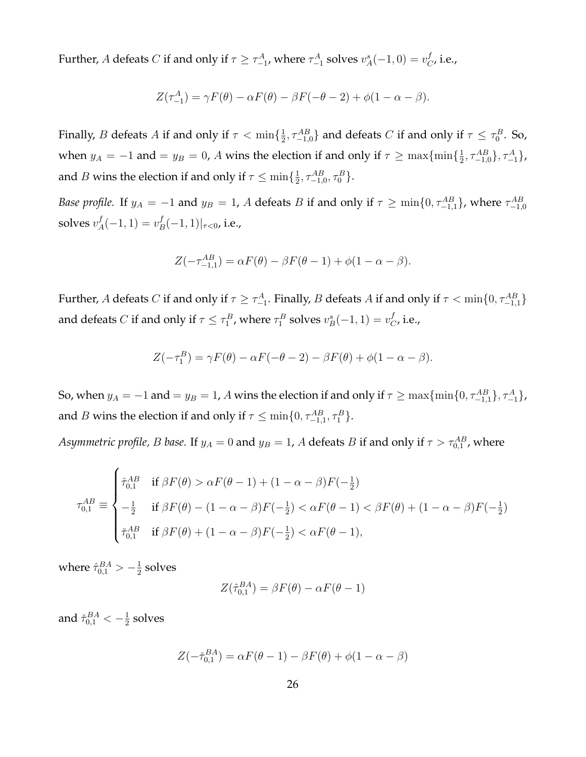Further, $A$ defeats $C$ if and only if $\tau \geq \tau^A_{-1}$, where $\tau^A_{-1}$ solves $v^s_A(-1,0) = v^f_C$, i.e.,

$$Z(\tau^A_{-1}) = \gamma F(\theta) - \alpha F(\theta) - \beta F(-\theta - 2) + \phi(1 - \alpha - \beta).$$

Finally, $B$ defeats $A$ if and only if $\tau < \min\{\frac{1}{2}, \tau^{AB}_{-1,0}\}$ and defeats $C$ if and only if $\tau \leq \tau^B_0$. So, when $y_A = -1$ and $= y_B = 0$, $A$ wins the election if and only if $\tau \geq \max\{\min\{\frac{1}{2}, \tau^{AB}_{-1,0}\}, \tau^A_{-1}\}$, and $B$ wins the election if and only if $\tau \leq \min\{\frac{1}{2}, \tau^{AB}_{-1,0}, \tau^B_0\}$.

*Base profile.* If $y_A = -1$ and $y_B = 1$, $A$ defeats $B$ if and only if $\tau \geq \min\{0, \tau^{AB}_{-1,1}\}$, where $\tau^{AB}_{-1,0}$ solves $v^f_A(-1,1) = v^f_B(-1,1)|_{\tau<0}$, i.e.,

$$Z(-\tau^{AB}_{-1,1}) = \alpha F(\theta) - \beta F(\theta - 1) + \phi(1 - \alpha - \beta).$$

Further, $A$ defeats $C$ if and only if $\tau \geq \tau^A_{-1}$. Finally, $B$ defeats $A$ if and only if $\tau < \min\{0, \tau^{AB}_{-1,1}\}$ and defeats $C$ if and only if $\tau \leq \tau^B_1$, where $\tau^B_1$ solves $v^s_B(-1,1) = v^f_C$, i.e.,

$$Z(-\tau^B_1) = \gamma F(\theta) - \alpha F(-\theta - 2) - \beta F(\theta) + \phi(1 - \alpha - \beta).$$

So, when $y_A = -1$ and $= y_B = 1$, $A$ wins the election if and only if $\tau \geq \max\{\min\{0, \tau^{AB}_{-1,1}\}, \tau^A_{-1}\}$, and $B$ wins the election if and only if $\tau \leq \min\{0, \tau^{AB}_{-1,1}, \tau^B_1\}$.

*Asymmetric profile, $B$ base.* If $y_A = 0$ and $y_B = 1$, $A$ defeats $B$ if and only if $\tau > \tau^{AB}_{0,1}$, where

$$\tau^{AB}_{0,1} \equiv \begin{cases} \hat{\tau}^{AB}_{0,1} & \text{if } \beta F(\theta) > \alpha F(\theta - 1) + (1 - \alpha - \beta) F(-\frac{1}{2}) \\ -\frac{1}{2} & \text{if } \beta F(\theta) - (1 - \alpha - \beta) F(-\frac{1}{2}) < \alpha F(\theta - 1) < \beta F(\theta) + (1 - \alpha - \beta) F(-\frac{1}{2}) \\ \check{\tau}^{AB}_{0,1} & \text{if } \beta F(\theta) + (1 - \alpha - \beta) F(-\frac{1}{2}) < \alpha F(\theta - 1), \end{cases}$$

where $\hat{\tau}^{BA}_{0,1} > -\frac{1}{2}$ solves

$$Z(\hat{\tau}^{BA}_{0,1}) = \beta F(\theta) - \alpha F(\theta - 1)$$

and $\check{\tau}^{BA}_{0,1} < -\frac{1}{2}$ solves

$$Z(-\check{\tau}^{BA}_{0,1}) = \alpha F(\theta - 1) - \beta F(\theta) + \phi(1 - \alpha - \beta)$$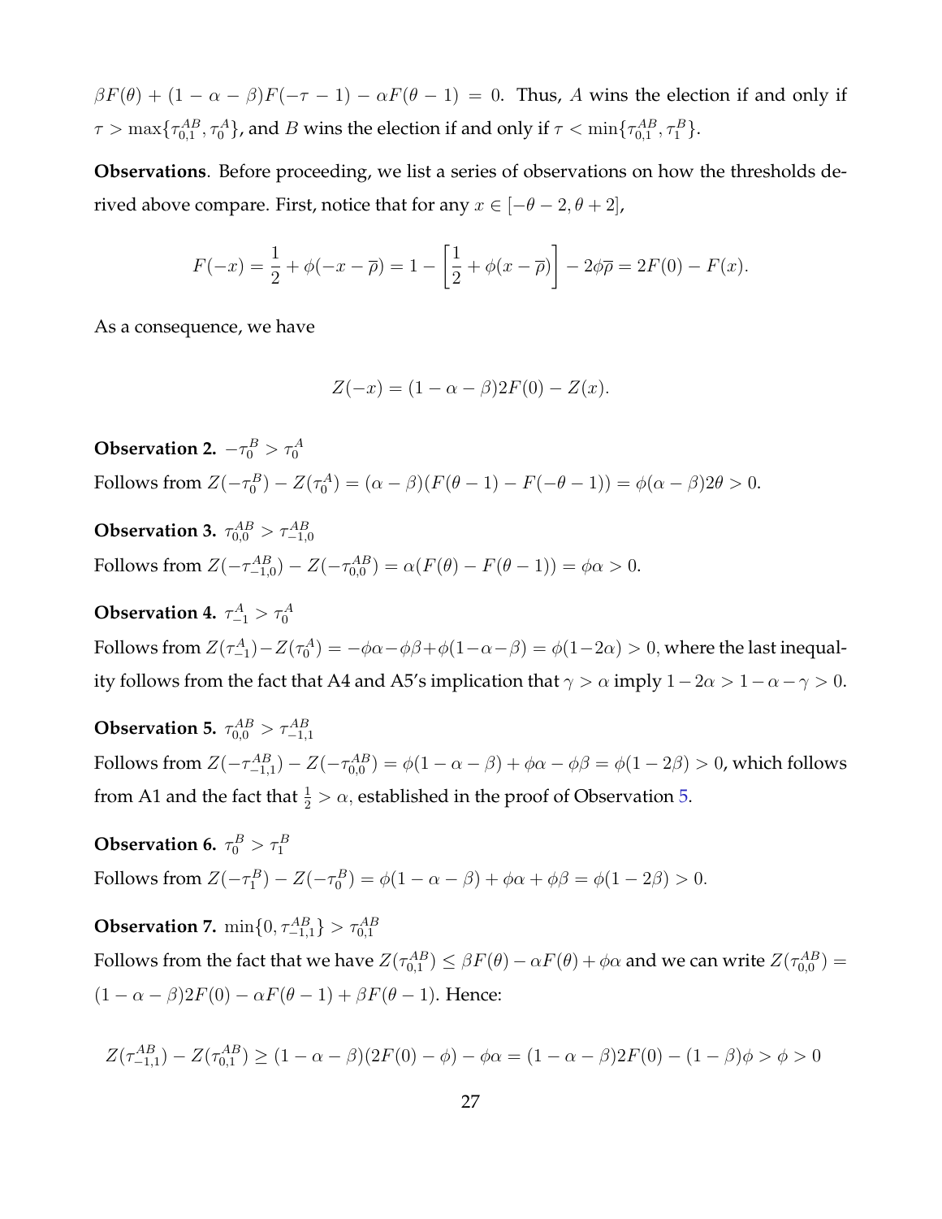$\beta F(\theta) + (1 - \alpha - \beta)F(-\tau - 1) - \alpha F(\theta - 1) = 0$. Thus, $A$ wins the election if and only if $\tau > \max\{\tau^{AB}_{0,1}, \tau^{A}_{0}\}$, and $B$ wins the election if and only if $\tau < \min\{\tau^{AB}_{0,1}, \tau^{B}_{1}\}$.

**Observations**. Before proceeding, we list a series of observations on how the thresholds derived above compare. First, notice that for any $x \in [-\theta - 2, \theta + 2]$,

$$F(-x) = \frac{1}{2} + \phi(-x - \overline{\rho}) = 1 - \left[\frac{1}{2} + \phi(x - \overline{\rho})\right] - 2\phi\overline{\rho} = 2F(0) - F(x).$$

As a consequence, we have

$$Z(-x) = (1 - \alpha - \beta)2F(0) - Z(x).$$

**Observation 2.** $-\tau^{B}_{0} > \tau^{A}_{0}$
Follows from $Z(-\tau^{B}_{0}) - Z(\tau^{A}_{0}) = (\alpha - \beta)(F(\theta - 1) - F(-\theta - 1)) = \phi(\alpha - \beta)2\theta > 0$.

**Observation 3.** $\tau^{AB}_{0,0} > \tau^{AB}_{-1,0}$
Follows from $Z(-\tau^{AB}_{-1,0}) - Z(-\tau^{AB}_{0,0}) = \alpha(F(\theta) - F(\theta - 1)) = \phi\alpha > 0$.

**Observation 4.** $\tau^{A}_{-1} > \tau^{A}_{0}$
Follows from $Z(\tau^{A}_{-1}) - Z(\tau^{A}_{0}) = -\phi\alpha - \phi\beta + \phi(1 - \alpha - \beta) = \phi(1 - 2\alpha) > 0$, where the last inequality follows from the fact that A4 and A5's implication that $\gamma > \alpha$ imply $1 - 2\alpha > 1 - \alpha - \gamma > 0$.

**Observation 5.** $\tau^{AB}_{0,0} > \tau^{AB}_{-1,1}$
Follows from $Z(-\tau^{AB}_{-1,1}) - Z(-\tau^{AB}_{0,0}) = \phi(1 - \alpha - \beta) + \phi\alpha - \phi\beta = \phi(1 - 2\beta) > 0$, which follows from A1 and the fact that $\frac{1}{2} > \alpha$, established in the proof of Observation 5.

**Observation 6.** $\tau^{B}_{0} > \tau^{B}_{1}$
Follows from $Z(-\tau^{B}_{1}) - Z(-\tau^{B}_{0}) = \phi(1 - \alpha - \beta) + \phi\alpha + \phi\beta = \phi(1 - 2\beta) > 0$.

**Observation 7.** $\min\{0, \tau^{AB}_{-1,1}\} > \tau^{AB}_{0,1}$
Follows from the fact that we have $Z(\tau^{AB}_{0,1}) \leq \beta F(\theta) - \alpha F(\theta) + \phi\alpha$ and we can write $Z(\tau^{AB}_{0,0}) = (1 - \alpha - \beta)2F(0) - \alpha F(\theta - 1) + \beta F(\theta - 1)$. Hence:

$$Z(\tau^{AB}_{-1,1}) - Z(\tau^{AB}_{0,1}) \geq (1 - \alpha - \beta)(2F(0) - \phi) - \phi\alpha = (1 - \alpha - \beta)2F(0) - (1 - \beta)\phi > \phi > 0$$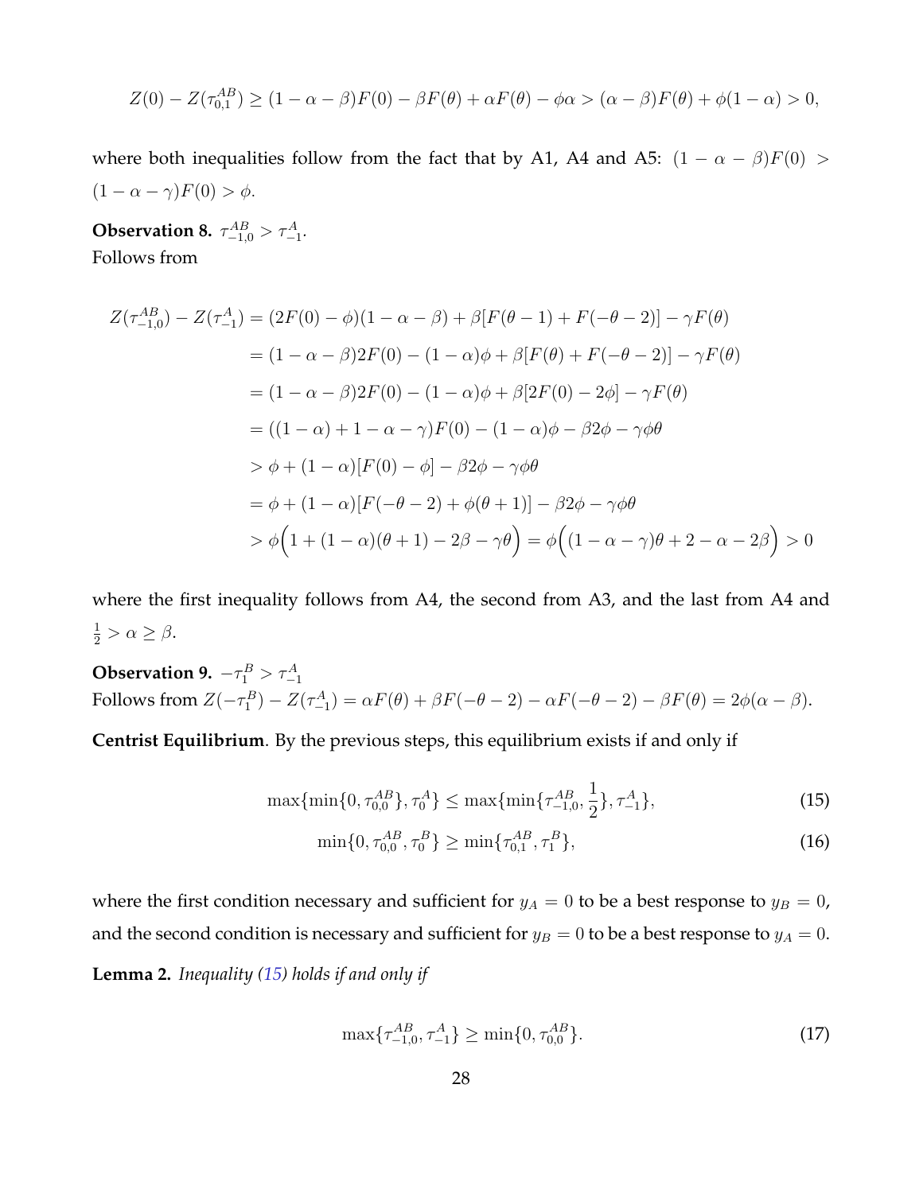$$Z(0) - Z(\tau_{0,1}^{AB}) \geq (1-\alpha-\beta)F(0) - \beta F(\theta) + \alpha F(\theta) - \phi\alpha > (\alpha - \beta)F(\theta) + \phi(1-\alpha) > 0,$$

where both inequalities follow from the fact that by A1, A4 and A5: $(1-\alpha-\beta)F(0) > (1-\alpha-\gamma)F(0) > \phi$.

**Observation 8.** $\tau_{-1,0}^{AB} > \tau_{-1}^{A}$.
Follows from

$$\begin{aligned}
Z(\tau_{-1,0}^{AB}) - Z(\tau_{-1}^{A}) &= (2F(0) - \phi)(1-\alpha-\beta) + \beta[F(\theta-1) + F(-\theta-2)] - \gamma F(\theta) \\
&= (1-\alpha-\beta)2F(0) - (1-\alpha)\phi + \beta[F(\theta) + F(-\theta-2)] - \gamma F(\theta) \\
&= (1-\alpha-\beta)2F(0) - (1-\alpha)\phi + \beta[2F(0) - 2\phi] - \gamma F(\theta) \\
&= ((1-\alpha) + 1 - \alpha - \gamma)F(0) - (1-\alpha)\phi - \beta 2\phi - \gamma\phi\theta \\
&> \phi + (1-\alpha)[F(0) - \phi] - \beta 2\phi - \gamma\phi\theta \\
&= \phi + (1-\alpha)[F(-\theta-2) + \phi(\theta+1)] - \beta 2\phi - \gamma\phi\theta \\
&> \phi\Big(1 + (1-\alpha)(\theta+1) - 2\beta - \gamma\theta\Big) = \phi\Big((1-\alpha-\gamma)\theta + 2 - \alpha - 2\beta\Big) > 0
\end{aligned}$$

where the first inequality follows from A4, the second from A3, and the last from A4 and $\frac{1}{2} > \alpha \geq \beta$.

**Observation 9.** $-\tau_1^B > \tau_{-1}^A$
Follows from $Z(-\tau_1^B) - Z(\tau_{-1}^A) = \alpha F(\theta) + \beta F(-\theta-2) - \alpha F(-\theta-2) - \beta F(\theta) = 2\phi(\alpha-\beta)$.

**Centrist Equilibrium**. By the previous steps, this equilibrium exists if and only if

$$\max\{\min\{0, \tau_{0,0}^{AB}\}, \tau_0^A\} \leq \max\{\min\{\tau_{-1,0}^{AB}, \frac{1}{2}\}, \tau_{-1}^A\}, \tag{15}$$

$$\min\{0, \tau_{0,0}^{AB}, \tau_0^B\} \geq \min\{\tau_{0,1}^{AB}, \tau_1^B\}, \tag{16}$$

where the first condition necessary and sufficient for $y_A = 0$ to be a best response to $y_B = 0$, and the second condition is necessary and sufficient for $y_B = 0$ to be a best response to $y_A = 0$.

**Lemma 2.** *Inequality (15) holds if and only if*

$$\max\{\tau_{-1,0}^{AB}, \tau_{-1}^A\} \geq \min\{0, \tau_{0,0}^{AB}\}. \tag{17}$$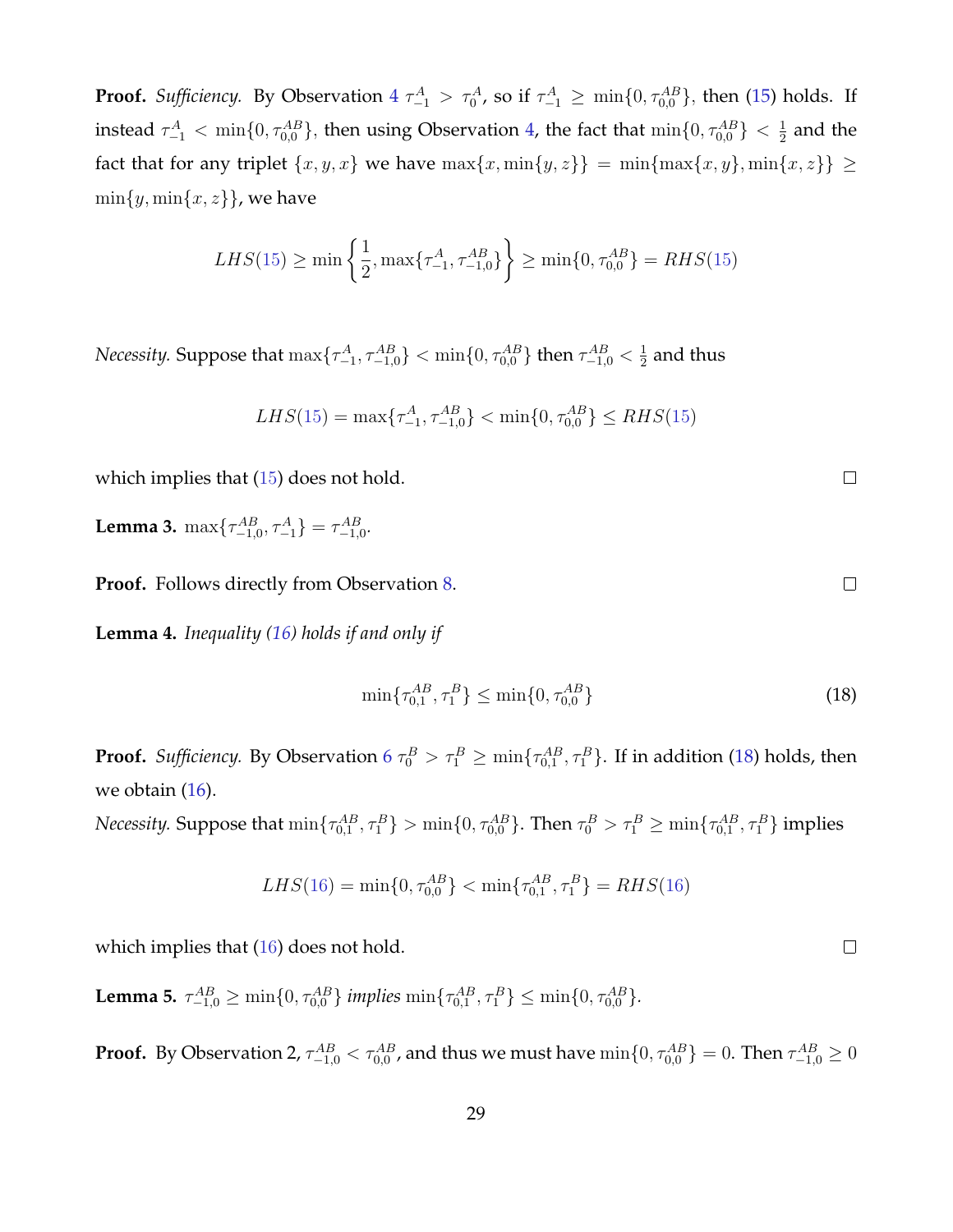**Proof.** *Sufficiency.* By Observation 4 $\tau^A_{-1} > \tau^A_0$, so if $\tau^A_{-1} \geq \min\{0, \tau^{AB}_{0,0}\}$, then (15) holds. If instead $\tau^A_{-1} < \min\{0, \tau^{AB}_{0,0}\}$, then using Observation 4, the fact that $\min\{0, \tau^{AB}_{0,0}\} < \frac{1}{2}$ and the fact that for any triplet $\{x, y, x\}$ we have $\max\{x, \min\{y, z\}\} = \min\{\max\{x, y\}, \min\{x, z\}\} \geq \min\{y, \min\{x, z\}\}$, we have

$$LHS(15) \geq \min\left\{\frac{1}{2}, \max\{\tau^A_{-1}, \tau^{AB}_{-1,0}\}\right\} \geq \min\{0, \tau^{AB}_{0,0}\} = RHS(15)$$

*Necessity.* Suppose that $\max\{\tau^A_{-1}, \tau^{AB}_{-1,0}\} < \min\{0, \tau^{AB}_{0,0}\}$ then $\tau^{AB}_{-1,0} < \frac{1}{2}$ and thus

$$LHS(15) = \max\{\tau^A_{-1}, \tau^{AB}_{-1,0}\} < \min\{0, \tau^{AB}_{0,0}\} \leq RHS(15)$$

which implies that (15) does not hold. □

**Lemma 3.** $\max\{\tau^{AB}_{-1,0}, \tau^A_{-1}\} = \tau^{AB}_{-1,0}$.

**Proof.** Follows directly from Observation 8. □

**Lemma 4.** *Inequality (16) holds if and only if*

$$\min\{\tau^{AB}_{0,1}, \tau^B_1\} \leq \min\{0, \tau^{AB}_{0,0}\} \tag{18}$$

**Proof.** *Sufficiency.* By Observation 6 $\tau^B_0 > \tau^B_1 \geq \min\{\tau^{AB}_{0,1}, \tau^B_1\}$. If in addition (18) holds, then we obtain (16).

*Necessity.* Suppose that $\min\{\tau^{AB}_{0,1}, \tau^B_1\} > \min\{0, \tau^{AB}_{0,0}\}$. Then $\tau^B_0 > \tau^B_1 \geq \min\{\tau^{AB}_{0,1}, \tau^B_1\}$ implies

$$LHS(16) = \min\{0, \tau^{AB}_{0,0}\} < \min\{\tau^{AB}_{0,1}, \tau^B_1\} = RHS(16)$$

which implies that (16) does not hold. □

**Lemma 5.** $\tau^{AB}_{-1,0} \geq \min\{0, \tau^{AB}_{0,0}\}$ *implies* $\min\{\tau^{AB}_{0,1}, \tau^B_1\} \leq \min\{0, \tau^{AB}_{0,0}\}$.

**Proof.** By Observation 2, $\tau^{AB}_{-1,0} < \tau^{AB}_{0,0}$, and thus we must have $\min\{0, \tau^{AB}_{0,0}\} = 0$. Then $\tau^{AB}_{-1,0} \geq 0$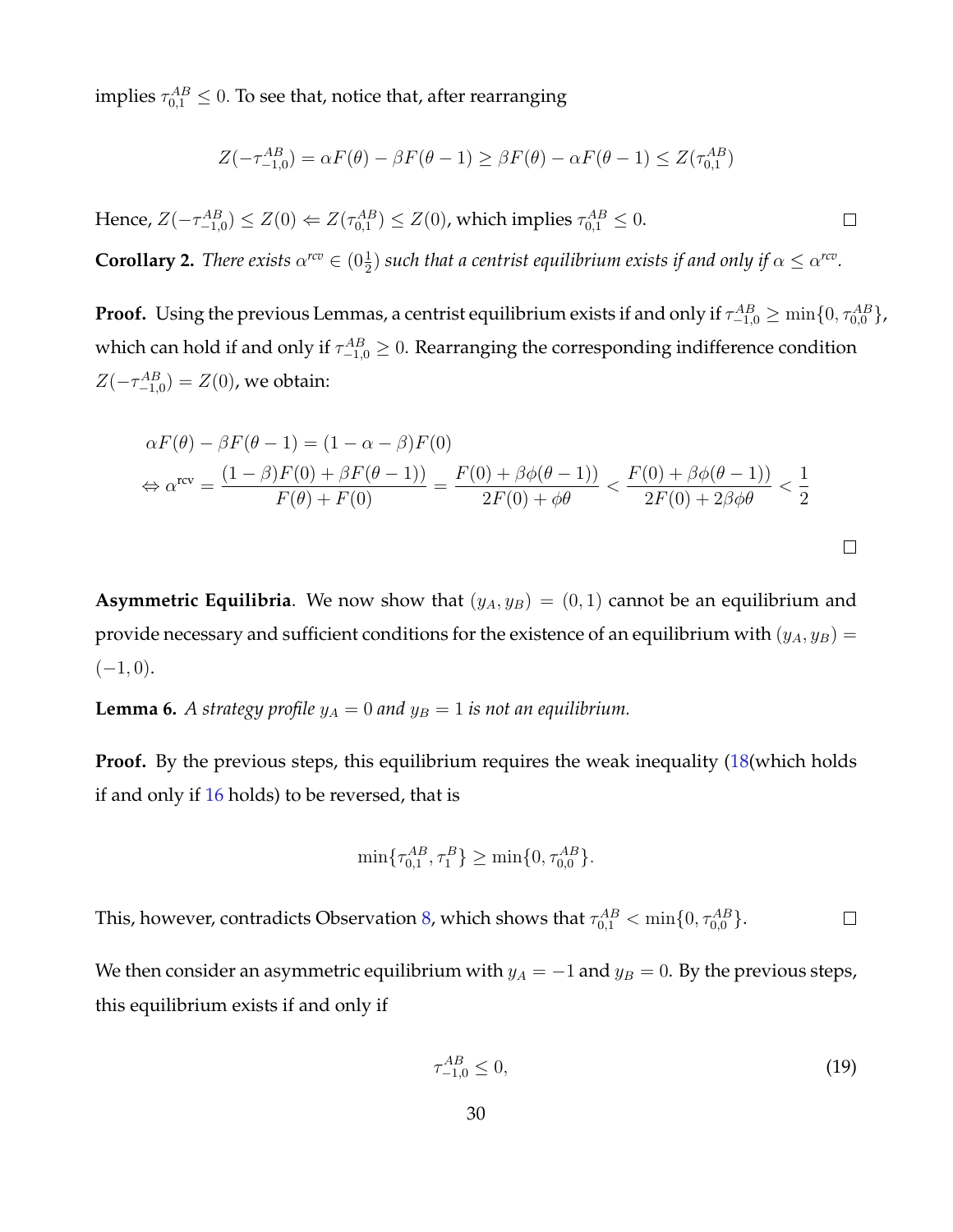implies $\tau_{0,1}^{AB} \leq 0$. To see that, notice that, after rearranging

$$Z(-\tau_{-1,0}^{AB}) = \alpha F(\theta) - \beta F(\theta - 1) \geq \beta F(\theta) - \alpha F(\theta - 1) \leq Z(\tau_{0,1}^{AB})$$

Hence, $Z(-\tau_{-1,0}^{AB}) \leq Z(0) \Leftarrow Z(\tau_{0,1}^{AB}) \leq Z(0)$, which implies $\tau_{0,1}^{AB} \leq 0$. □

**Corollary 2.** *There exists $\alpha^{rcv} \in (0\frac{1}{2})$ such that a centrist equilibrium exists if and only if $\alpha \leq \alpha^{rcv}$.*

**Proof.** Using the previous Lemmas, a centrist equilibrium exists if and only if $\tau_{-1,0}^{AB} \geq \min\{0, \tau_{0,0}^{AB}\}$, which can hold if and only if $\tau_{-1,0}^{AB} \geq 0$. Rearranging the corresponding indifference condition $Z(-\tau_{-1,0}^{AB}) = Z(0)$, we obtain:

$$\begin{aligned}
&\alpha F(\theta) - \beta F(\theta - 1) = (1 - \alpha - \beta) F(0) \\
\Leftrightarrow\ & \alpha^{\text{rcv}} = \frac{(1-\beta)F(0) + \beta F(\theta - 1))}{F(\theta) + F(0)} = \frac{F(0) + \beta\phi(\theta - 1))}{2F(0) + \phi\theta} < \frac{F(0) + \beta\phi(\theta - 1))}{2F(0) + 2\beta\phi\theta} < \frac{1}{2}
\end{aligned}$$

□

**Asymmetric Equilibria**. We now show that $(y_A, y_B) = (0, 1)$ cannot be an equilibrium and provide necessary and sufficient conditions for the existence of an equilibrium with $(y_A, y_B) = (-1, 0)$.

**Lemma 6.** *A strategy profile $y_A = 0$ and $y_B = 1$ is not an equilibrium.*

**Proof.** By the previous steps, this equilibrium requires the weak inequality (18(which holds if and only if 16 holds) to be reversed, that is

$$\min\{\tau_{0,1}^{AB}, \tau_1^B\} \geq \min\{0, \tau_{0,0}^{AB}\}.$$

This, however, contradicts Observation 8, which shows that $\tau_{0,1}^{AB} < \min\{0, \tau_{0,0}^{AB}\}$. □

We then consider an asymmetric equilibrium with $y_A = -1$ and $y_B = 0$. By the previous steps, this equilibrium exists if and only if

$$\tau_{-1,0}^{AB} \leq 0, \tag{19}$$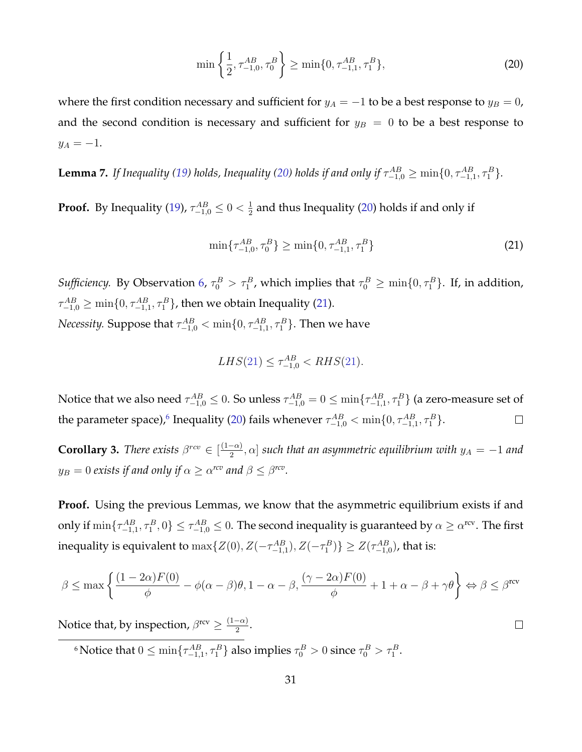$$\min\left\{\frac{1}{2}, \tau_{-1,0}^{AB}, \tau_0^B\right\} \geq \min\{0, \tau_{-1,1}^{AB}, \tau_1^B\}, \tag{20}$$

where the first condition necessary and sufficient for $y_A = -1$ to be a best response to $y_B = 0$, and the second condition is necessary and sufficient for $y_B = 0$ to be a best response to $y_A = -1$.

**Lemma 7.** *If Inequality (19) holds, Inequality (20) holds if and only if $\tau_{-1,0}^{AB} \geq \min\{0, \tau_{-1,1}^{AB}, \tau_1^B\}$.*

**Proof.** By Inequality (19), $\tau_{-1,0}^{AB} \leq 0 < \frac{1}{2}$ and thus Inequality (20) holds if and only if

$$\min\{\tau_{-1,0}^{AB}, \tau_0^B\} \geq \min\{0, \tau_{-1,1}^{AB}, \tau_1^B\} \tag{21}$$

*Sufficiency.* By Observation 6, $\tau_0^B > \tau_1^B$, which implies that $\tau_0^B \geq \min\{0, \tau_1^B\}$. If, in addition, $\tau_{-1,0}^{AB} \geq \min\{0, \tau_{-1,1}^{AB}, \tau_1^B\}$, then we obtain Inequality (21).

*Necessity.* Suppose that $\tau_{-1,0}^{AB} < \min\{0, \tau_{-1,1}^{AB}, \tau_1^B\}$. Then we have

$$LHS(21) \leq \tau_{-1,0}^{AB} < RHS(21).$$

Notice that we also need $\tau_{-1,0}^{AB} \leq 0$. So unless $\tau_{-1,0}^{AB} = 0 \leq \min\{\tau_{-1,1}^{AB}, \tau_1^B\}$ (a zero-measure set of the parameter space),[6] Inequality (20) fails whenever $\tau_{-1,0}^{AB} < \min\{0, \tau_{-1,1}^{AB}, \tau_1^B\}$. □

**Corollary 3.** *There exists $\beta^{rcv} \in [\frac{(1-\alpha)}{2}, \alpha]$ such that an asymmetric equilibrium with $y_A = -1$ and $y_B = 0$ exists if and only if $\alpha \geq \alpha^{rcv}$ and $\beta \leq \beta^{rcv}$.*

**Proof.** Using the previous Lemmas, we know that the asymmetric equilibrium exists if and only if $\min\{\tau_{-1,1}^{AB}, \tau_1^B, 0\} \leq \tau_{-1,0}^{AB} \leq 0$. The second inequality is guaranteed by $\alpha \geq \alpha^{\text{rcv}}$. The first inequality is equivalent to $\max\{Z(0), Z(-\tau_{-1,1}^{AB}), Z(-\tau_1^B)\} \geq Z(\tau_{-1,0}^{AB})$, that is:

$$\beta \leq \max\left\{\frac{(1-2\alpha)F(0)}{\phi} - \phi(\alpha-\beta)\theta, 1-\alpha-\beta, \frac{(\gamma-2\alpha)F(0)}{\phi} + 1 + \alpha - \beta + \gamma\theta\right\} \Leftrightarrow \beta \leq \beta^{\text{rcv}}$$

Notice that, by inspection, $\beta^{\text{rcv}} \geq \frac{(1-\alpha)}{2}$. □

[6] Notice that $0 \leq \min\{\tau_{-1,1}^{AB}, \tau_1^B\}$ also implies $\tau_0^B > 0$ since $\tau_0^B > \tau_1^B$.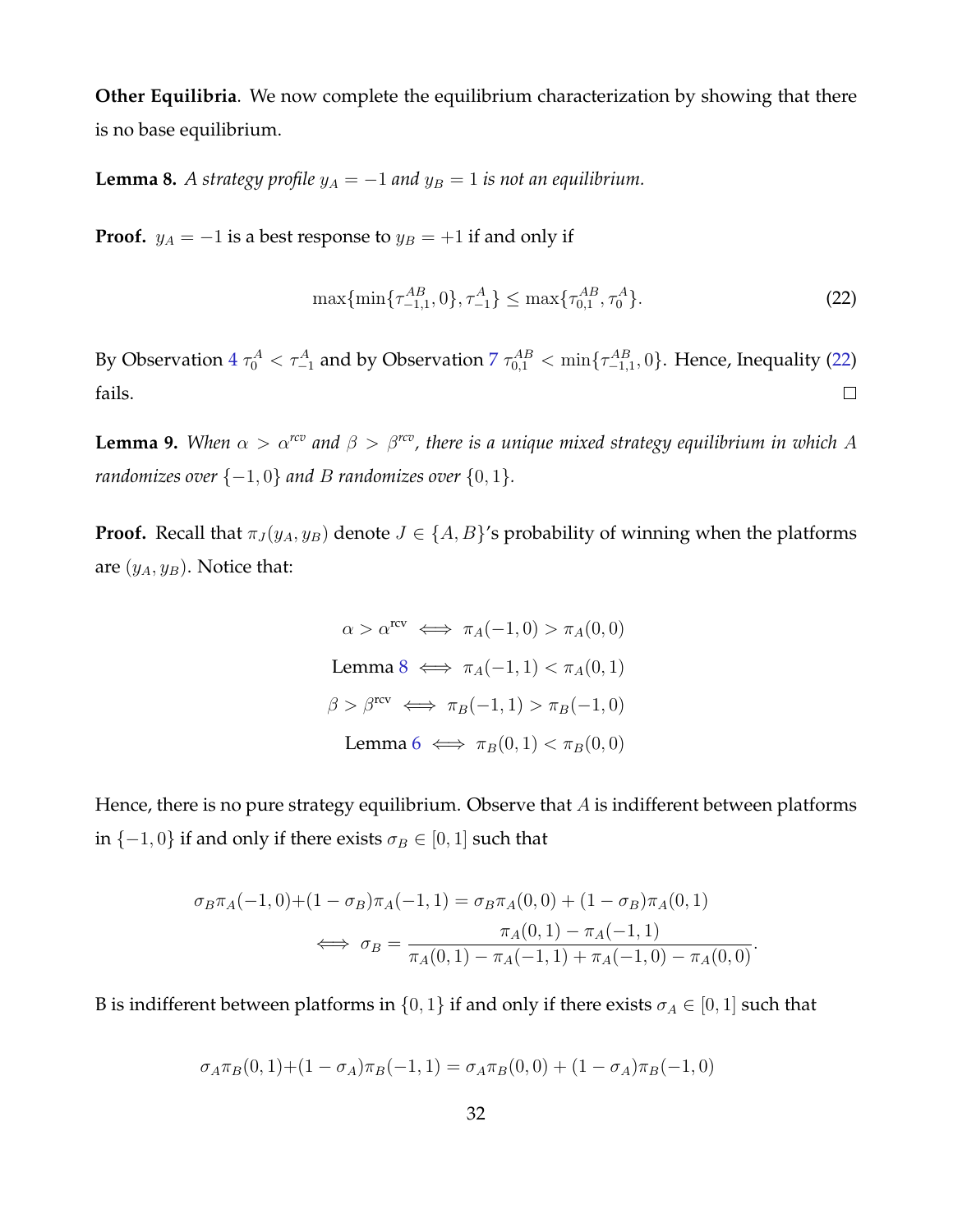**Other Equilibria**. We now complete the equilibrium characterization by showing that there is no base equilibrium.

**Lemma 8.** *A strategy profile $y_A = -1$ and $y_B = 1$ is not an equilibrium.*

**Proof.** $y_A = -1$ is a best response to $y_B = +1$ if and only if

$$\max\{\min\{\tau^{AB}_{-1,1}, 0\}, \tau^{A}_{-1}\} \leq \max\{\tau^{AB}_{0,1}, \tau^{A}_{0}\}. \tag{22}$$

By Observation 4 $\tau^A_0 < \tau^A_{-1}$ and by Observation 7 $\tau^{AB}_{0,1} < \min\{\tau^{AB}_{-1,1}, 0\}$. Hence, Inequality (22) fails. □

**Lemma 9.** *When $\alpha > \alpha^{rcv}$ and $\beta > \beta^{rcv}$, there is a unique mixed strategy equilibrium in which $A$ randomizes over $\{-1, 0\}$ and $B$ randomizes over $\{0, 1\}$.*

**Proof.** Recall that $\pi_J(y_A, y_B)$ denote $J \in \{A, B\}$'s probability of winning when the platforms are $(y_A, y_B)$. Notice that:

$$\alpha > \alpha^{\text{rcv}} \iff \pi_A(-1, 0) > \pi_A(0, 0)$$

$$\text{Lemma 8} \iff \pi_A(-1, 1) < \pi_A(0, 1)$$

$$\beta > \beta^{\text{rcv}} \iff \pi_B(-1, 1) > \pi_B(-1, 0)$$

$$\text{Lemma 6} \iff \pi_B(0, 1) < \pi_B(0, 0)$$

Hence, there is no pure strategy equilibrium. Observe that $A$ is indifferent between platforms in $\{-1, 0\}$ if and only if there exists $\sigma_B \in [0, 1]$ such that

$$\sigma_B \pi_A(-1, 0) + (1 - \sigma_B)\pi_A(-1, 1) = \sigma_B \pi_A(0, 0) + (1 - \sigma_B)\pi_A(0, 1)$$

$$\iff \sigma_B = \frac{\pi_A(0, 1) - \pi_A(-1, 1)}{\pi_A(0, 1) - \pi_A(-1, 1) + \pi_A(-1, 0) - \pi_A(0, 0)}.$$

B is indifferent between platforms in $\{0, 1\}$ if and only if there exists $\sigma_A \in [0, 1]$ such that

$$\sigma_A \pi_B(0, 1) + (1 - \sigma_A)\pi_B(-1, 1) = \sigma_A \pi_B(0, 0) + (1 - \sigma_A)\pi_B(-1, 0)$$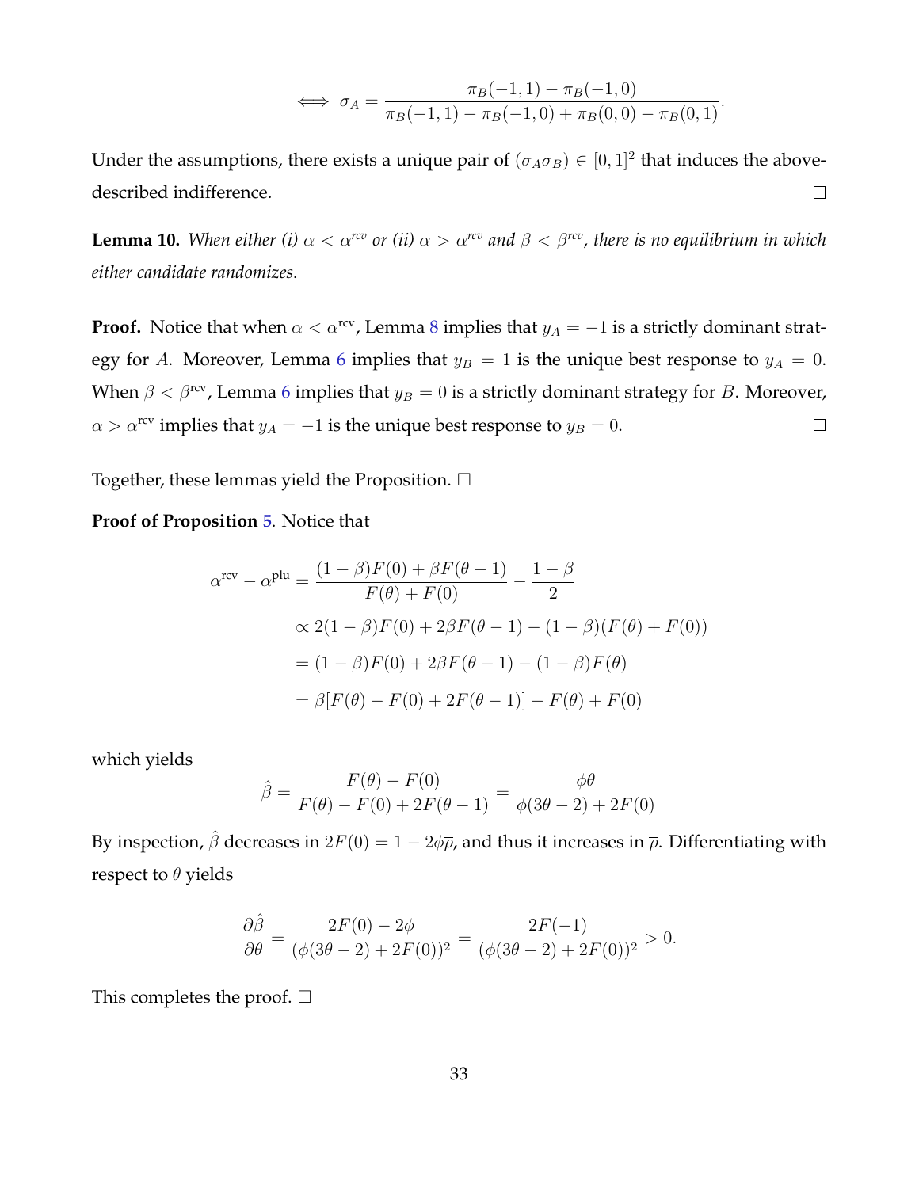$$\iff \sigma_A = \frac{\pi_B(-1,1) - \pi_B(-1,0)}{\pi_B(-1,1) - \pi_B(-1,0) + \pi_B(0,0) - \pi_B(0,1)}.$$

Under the assumptions, there exists a unique pair of $(\sigma_A \sigma_B) \in [0,1]^2$ that induces the above-described indifference. □

**Lemma 10.** *When either (i) $\alpha < \alpha^{rcv}$ or (ii) $\alpha > \alpha^{rcv}$ and $\beta < \beta^{rcv}$, there is no equilibrium in which either candidate randomizes.*

**Proof.** Notice that when $\alpha < \alpha^{\text{rcv}}$, Lemma 8 implies that $y_A = -1$ is a strictly dominant strategy for $A$. Moreover, Lemma 6 implies that $y_B = 1$ is the unique best response to $y_A = 0$. When $\beta < \beta^{\text{rcv}}$, Lemma 6 implies that $y_B = 0$ is a strictly dominant strategy for $B$. Moreover, $\alpha > \alpha^{\text{rcv}}$ implies that $y_A = -1$ is the unique best response to $y_B = 0$. □

Together, these lemmas yield the Proposition. □

**Proof of Proposition 5.** Notice that

$$\begin{aligned}
\alpha^{\text{rcv}} - \alpha^{\text{plu}} &= \frac{(1-\beta)F(0) + \beta F(\theta - 1)}{F(\theta) + F(0)} - \frac{1-\beta}{2} \\
&\propto 2(1-\beta)F(0) + 2\beta F(\theta-1) - (1-\beta)(F(\theta) + F(0)) \\
&= (1-\beta)F(0) + 2\beta F(\theta - 1) - (1-\beta)F(\theta) \\
&= \beta[F(\theta) - F(0) + 2F(\theta-1)] - F(\theta) + F(0)
\end{aligned}$$

which yields

$$\hat{\beta} = \frac{F(\theta) - F(0)}{F(\theta) - F(0) + 2F(\theta - 1)} = \frac{\phi\theta}{\phi(3\theta - 2) + 2F(0)}$$

By inspection, $\hat{\beta}$ decreases in $2F(0) = 1 - 2\phi\overline{\rho}$, and thus it increases in $\overline{\rho}$. Differentiating with respect to $\theta$ yields

$$\frac{\partial \hat{\beta}}{\partial \theta} = \frac{2F(0) - 2\phi}{(\phi(3\theta - 2) + 2F(0))^2} = \frac{2F(-1)}{(\phi(3\theta-2) + 2F(0))^2} > 0.$$

This completes the proof. □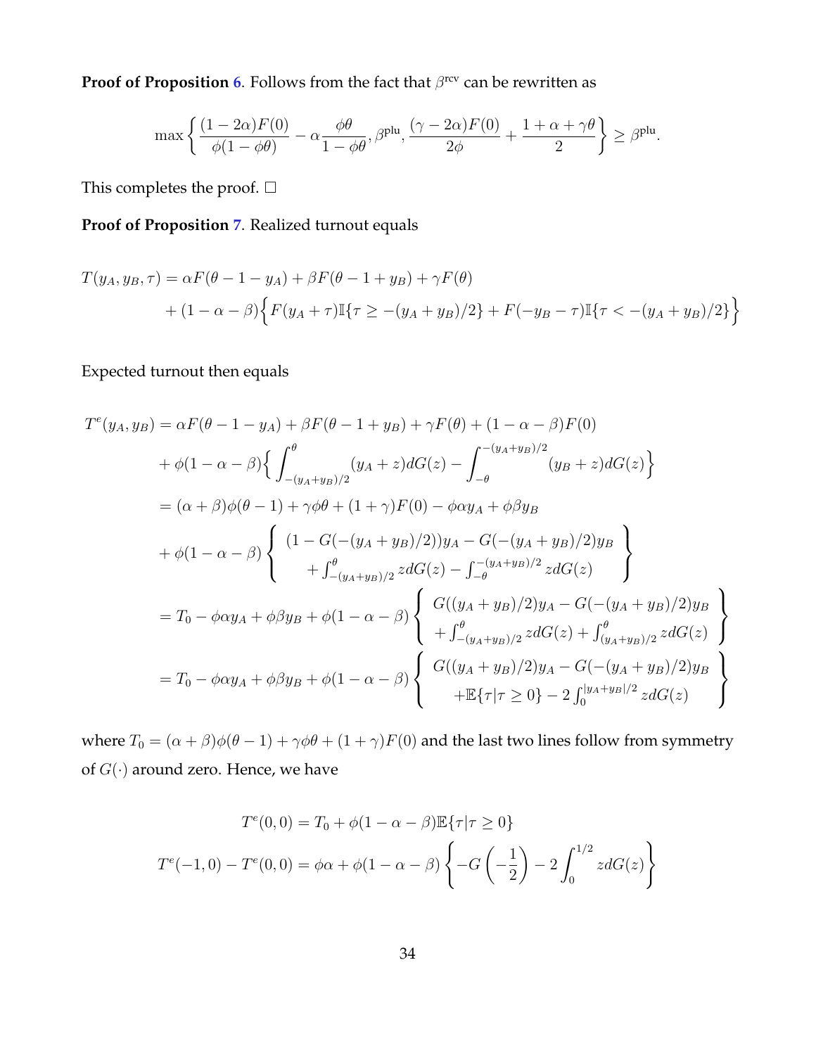**Proof of Proposition 6**. Follows from the fact that $\beta^{\text{rcv}}$ can be rewritten as

$$
\max\left\{\frac{(1-2\alpha)F(0)}{\phi(1-\phi\theta)} - \alpha\frac{\phi\theta}{1-\phi\theta}, \beta^{\text{plu}}, \frac{(\gamma-2\alpha)F(0)}{2\phi} + \frac{1+\alpha+\gamma\theta}{2}\right\} \geq \beta^{\text{plu}}.
$$

This completes the proof. $\square$

**Proof of Proposition 7**. Realized turnout equals

$$
\begin{aligned}
T(y_A, y_B, \tau) &= \alpha F(\theta - 1 - y_A) + \beta F(\theta - 1 + y_B) + \gamma F(\theta) \\
&\quad + (1-\alpha-\beta)\Big\{F(y_A+\tau)\mathbb{I}\{\tau \geq -(y_A+y_B)/2\} + F(-y_B-\tau)\mathbb{I}\{\tau < -(y_A+y_B)/2\}\Big\}
\end{aligned}
$$

Expected turnout then equals

$$
\begin{aligned}
T^e(y_A, y_B) &= \alpha F(\theta - 1 - y_A) + \beta F(\theta - 1 + y_B) + \gamma F(\theta) + (1-\alpha-\beta)F(0) \\
&\quad + \phi(1-\alpha-\beta)\Big\{\int_{-(y_A+y_B)/2}^{\theta}(y_A+z)dG(z) - \int_{-\theta}^{-(y_A+y_B)/2}(y_B+z)dG(z)\Big\} \\
&= (\alpha+\beta)\phi(\theta-1) + \gamma\phi\theta + (1+\gamma)F(0) - \phi\alpha y_A + \phi\beta y_B \\
&\quad + \phi(1-\alpha-\beta)\left\{\begin{array}{c} (1-G(-(y_A+y_B)/2))y_A - G(-(y_A+y_B)/2)y_B \\ + \int_{-(y_A+y_B)/2}^{\theta} z dG(z) - \int_{-\theta}^{-(y_A+y_B)/2} z dG(z) \end{array}\right\} \\
&= T_0 - \phi\alpha y_A + \phi\beta y_B + \phi(1-\alpha-\beta)\left\{\begin{array}{c} G((y_A+y_B)/2)y_A - G(-(y_A+y_B)/2)y_B \\ + \int_{-(y_A+y_B)/2}^{\theta} z dG(z) + \int_{(y_A+y_B)/2}^{\theta} z dG(z) \end{array}\right\} \\
&= T_0 - \phi\alpha y_A + \phi\beta y_B + \phi(1-\alpha-\beta)\left\{\begin{array}{c} G((y_A+y_B)/2)y_A - G(-(y_A+y_B)/2)y_B \\ + \mathbb{E}\{\tau|\tau \geq 0\} - 2\int_0^{|y_A+y_B|/2} z dG(z) \end{array}\right\}
\end{aligned}
$$

where $T_0 = (\alpha+\beta)\phi(\theta-1) + \gamma\phi\theta + (1+\gamma)F(0)$ and the last two lines follow from symmetry of $G(\cdot)$ around zero. Hence, we have

$$
\begin{aligned}
T^e(0,0) &= T_0 + \phi(1-\alpha-\beta)\mathbb{E}\{\tau|\tau \geq 0\} \\
T^e(-1,0) - T^e(0,0) &= \phi\alpha + \phi(1-\alpha-\beta)\left\{-G\left(-\frac{1}{2}\right) - 2\int_0^{1/2} z dG(z)\right\}
\end{aligned}
$$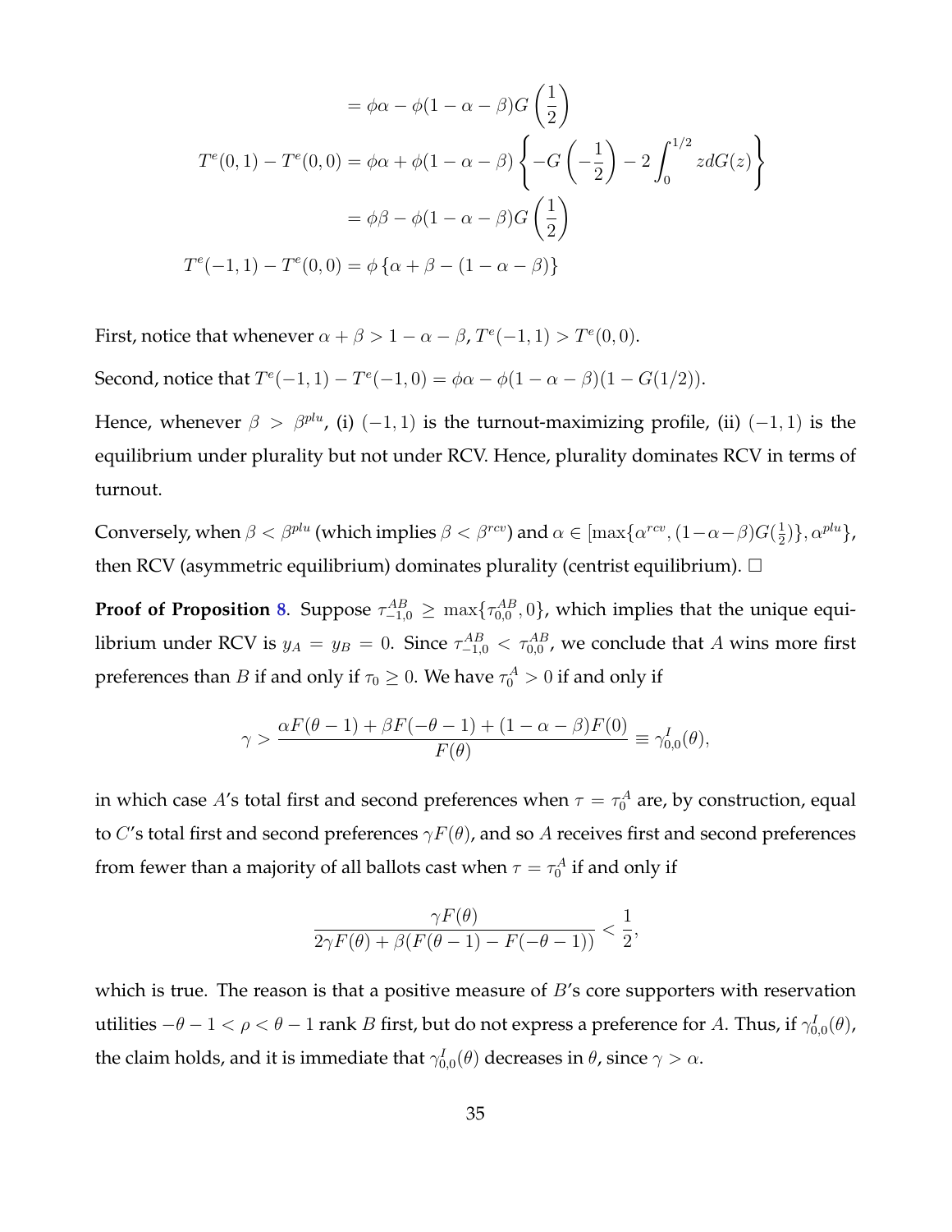$$
\begin{aligned}
&= \phi\alpha - \phi(1-\alpha-\beta)G\left(\frac{1}{2}\right) \\
T^e(0,1) - T^e(0,0) &= \phi\alpha + \phi(1-\alpha-\beta)\left\{-G\left(-\frac{1}{2}\right) - 2\int_0^{1/2} z dG(z)\right\} \\
&= \phi\beta - \phi(1-\alpha-\beta)G\left(\frac{1}{2}\right) \\
T^e(-1,1) - T^e(0,0) &= \phi\left\{\alpha+\beta-(1-\alpha-\beta)\right\}
\end{aligned}
$$

First, notice that whenever $\alpha+\beta > 1-\alpha-\beta$, $T^e(-1,1) > T^e(0,0)$.

Second, notice that $T^e(-1,1) - T^e(-1,0) = \phi\alpha - \phi(1-\alpha-\beta)(1-G(1/2))$.

Hence, whenever $\beta > \beta^{plu}$, (i) $(-1,1)$ is the turnout-maximizing profile, (ii) $(-1,1)$ is the equilibrium under plurality but not under RCV. Hence, plurality dominates RCV in terms of turnout.

Conversely, when $\beta < \beta^{plu}$ (which implies $\beta < \beta^{rcv}$) and $\alpha \in [\max\{\alpha^{rcv}, (1-\alpha-\beta)G(\frac{1}{2})\}, \alpha^{plu}\}$, then RCV (asymmetric equilibrium) dominates plurality (centrist equilibrium). $\square$

**Proof of Proposition 8**. Suppose $\tau_{-1,0}^{AB} \geq \max\{\tau_{0,0}^{AB}, 0\}$, which implies that the unique equilibrium under RCV is $y_A = y_B = 0$. Since $\tau_{-1,0}^{AB} < \tau_{0,0}^{AB}$, we conclude that $A$ wins more first preferences than $B$ if and only if $\tau_0 \geq 0$. We have $\tau_0^A > 0$ if and only if

$$
\gamma > \frac{\alpha F(\theta-1) + \beta F(-\theta-1) + (1-\alpha-\beta)F(0)}{F(\theta)} \equiv \gamma_{0,0}^I(\theta),
$$

in which case $A$'s total first and second preferences when $\tau = \tau_0^A$ are, by construction, equal to $C$'s total first and second preferences $\gamma F(\theta)$, and so $A$ receives first and second preferences from fewer than a majority of all ballots cast when $\tau = \tau_0^A$ if and only if

$$
\frac{\gamma F(\theta)}{2\gamma F(\theta) + \beta(F(\theta-1) - F(-\theta-1))} < \frac{1}{2},
$$

which is true. The reason is that a positive measure of $B$'s core supporters with reservation utilities $-\theta-1 < \rho < \theta-1$ rank $B$ first, but do not express a preference for $A$. Thus, if $\gamma_{0,0}^I(\theta)$, the claim holds, and it is immediate that $\gamma_{0,0}^I(\theta)$ decreases in $\theta$, since $\gamma > \alpha$.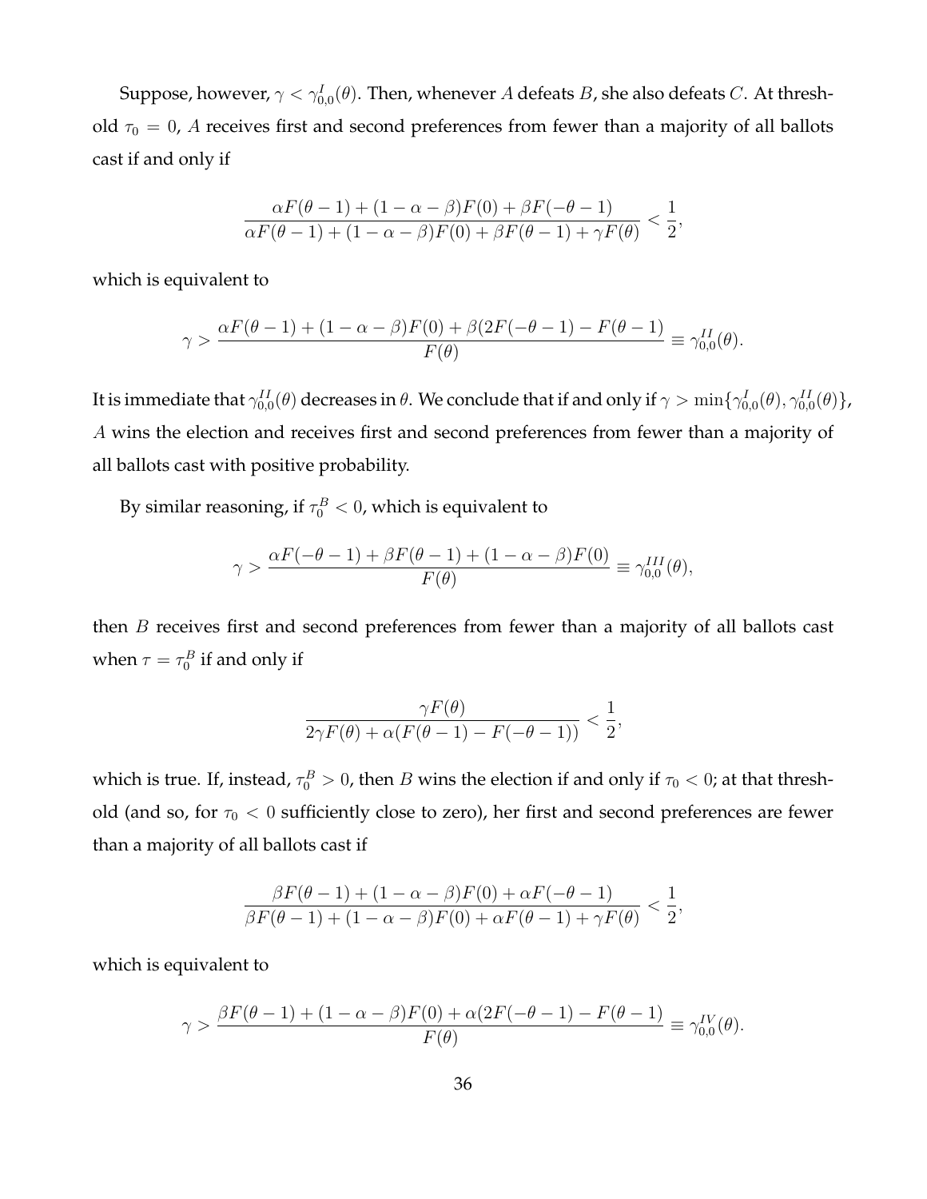Suppose, however, $\gamma < \gamma^I_{0,0}(\theta)$. Then, whenever $A$ defeats $B$, she also defeats $C$. At threshold $\tau_0 = 0$, $A$ receives first and second preferences from fewer than a majority of all ballots cast if and only if

$$\frac{\alpha F(\theta - 1) + (1 - \alpha - \beta)F(0) + \beta F(-\theta - 1)}{\alpha F(\theta - 1) + (1 - \alpha - \beta)F(0) + \beta F(\theta - 1) + \gamma F(\theta)} < \frac{1}{2},$$

which is equivalent to

$$\gamma > \frac{\alpha F(\theta - 1) + (1 - \alpha - \beta)F(0) + \beta(2F(-\theta - 1) - F(\theta - 1)}{F(\theta)} \equiv \gamma^{II}_{0,0}(\theta).$$

It is immediate that $\gamma^{II}_{0,0}(\theta)$ decreases in $\theta$. We conclude that if and only if $\gamma > \min\{\gamma^I_{0,0}(\theta), \gamma^{II}_{0,0}(\theta)\}$, $A$ wins the election and receives first and second preferences from fewer than a majority of all ballots cast with positive probability.

By similar reasoning, if $\tau^B_0 < 0$, which is equivalent to

$$\gamma > \frac{\alpha F(-\theta - 1) + \beta F(\theta - 1) + (1 - \alpha - \beta)F(0)}{F(\theta)} \equiv \gamma^{III}_{0,0}(\theta),$$

then $B$ receives first and second preferences from fewer than a majority of all ballots cast when $\tau = \tau^B_0$ if and only if

$$\frac{\gamma F(\theta)}{2\gamma F(\theta) + \alpha(F(\theta - 1) - F(-\theta - 1))} < \frac{1}{2},$$

which is true. If, instead, $\tau^B_0 > 0$, then $B$ wins the election if and only if $\tau_0 < 0$; at that threshold (and so, for $\tau_0 < 0$ sufficiently close to zero), her first and second preferences are fewer than a majority of all ballots cast if

$$\frac{\beta F(\theta - 1) + (1 - \alpha - \beta)F(0) + \alpha F(-\theta - 1)}{\beta F(\theta - 1) + (1 - \alpha - \beta)F(0) + \alpha F(\theta - 1) + \gamma F(\theta)} < \frac{1}{2},$$

which is equivalent to

$$\gamma > \frac{\beta F(\theta - 1) + (1 - \alpha - \beta)F(0) + \alpha(2F(-\theta - 1) - F(\theta - 1)}{F(\theta)} \equiv \gamma^{IV}_{0,0}(\theta).$$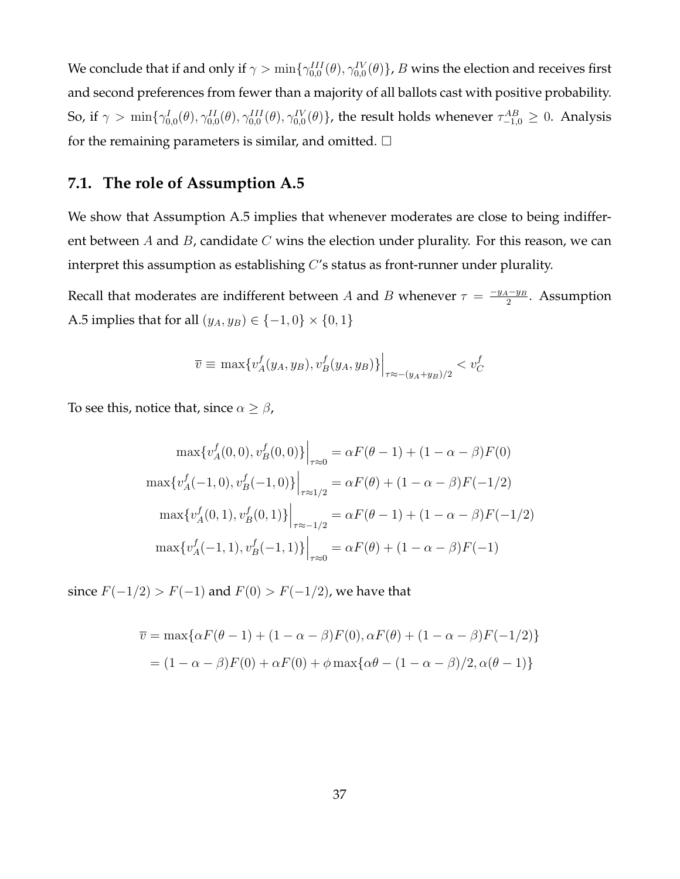We conclude that if and only if $\gamma > \min\{\gamma_{0,0}^{III}(\theta), \gamma_{0,0}^{IV}(\theta)\}$, $B$ wins the election and receives first and second preferences from fewer than a majority of all ballots cast with positive probability. So, if $\gamma > \min\{\gamma_{0,0}^{I}(\theta), \gamma_{0,0}^{II}(\theta), \gamma_{0,0}^{III}(\theta), \gamma_{0,0}^{IV}(\theta)\}$, the result holds whenever $\tau_{-1,0}^{AB} \geq 0$. Analysis for the remaining parameters is similar, and omitted. $\square$

## 7.1. The role of Assumption A.5

We show that Assumption A.5 implies that whenever moderates are close to being indifferent between $A$ and $B$, candidate $C$ wins the election under plurality. For this reason, we can interpret this assumption as establishing $C$'s status as front-runner under plurality.

Recall that moderates are indifferent between $A$ and $B$ whenever $\tau = \frac{-y_A - y_B}{2}$. Assumption A.5 implies that for all $(y_A, y_B) \in \{-1, 0\} \times \{0, 1\}$

$$\overline{v} \equiv \max\{v_A^f(y_A, y_B), v_B^f(y_A, y_B)\}\Big|_{\tau \approx -(y_A + y_B)/2} < v_C^f$$

To see this, notice that, since $\alpha \geq \beta$,

$$\begin{aligned}
\max\{v_A^f(0,0), v_B^f(0,0)\}\Big|_{\tau \approx 0} &= \alpha F(\theta - 1) + (1 - \alpha - \beta) F(0) \\
\max\{v_A^f(-1,0), v_B^f(-1,0)\}\Big|_{\tau \approx 1/2} &= \alpha F(\theta) + (1 - \alpha - \beta) F(-1/2) \\
\max\{v_A^f(0,1), v_B^f(0,1)\}\Big|_{\tau \approx -1/2} &= \alpha F(\theta - 1) + (1 - \alpha - \beta) F(-1/2) \\
\max\{v_A^f(-1,1), v_B^f(-1,1)\}\Big|_{\tau \approx 0} &= \alpha F(\theta) + (1 - \alpha - \beta) F(-1)
\end{aligned}$$

since $F(-1/2) > F(-1)$ and $F(0) > F(-1/2)$, we have that

$$\begin{aligned}
\overline{v} &= \max\{\alpha F(\theta - 1) + (1 - \alpha - \beta) F(0), \alpha F(\theta) + (1 - \alpha - \beta) F(-1/2)\} \\
&= (1 - \alpha - \beta) F(0) + \alpha F(0) + \phi \max\{\alpha\theta - (1 - \alpha - \beta)/2, \alpha(\theta - 1)\}
\end{aligned}$$